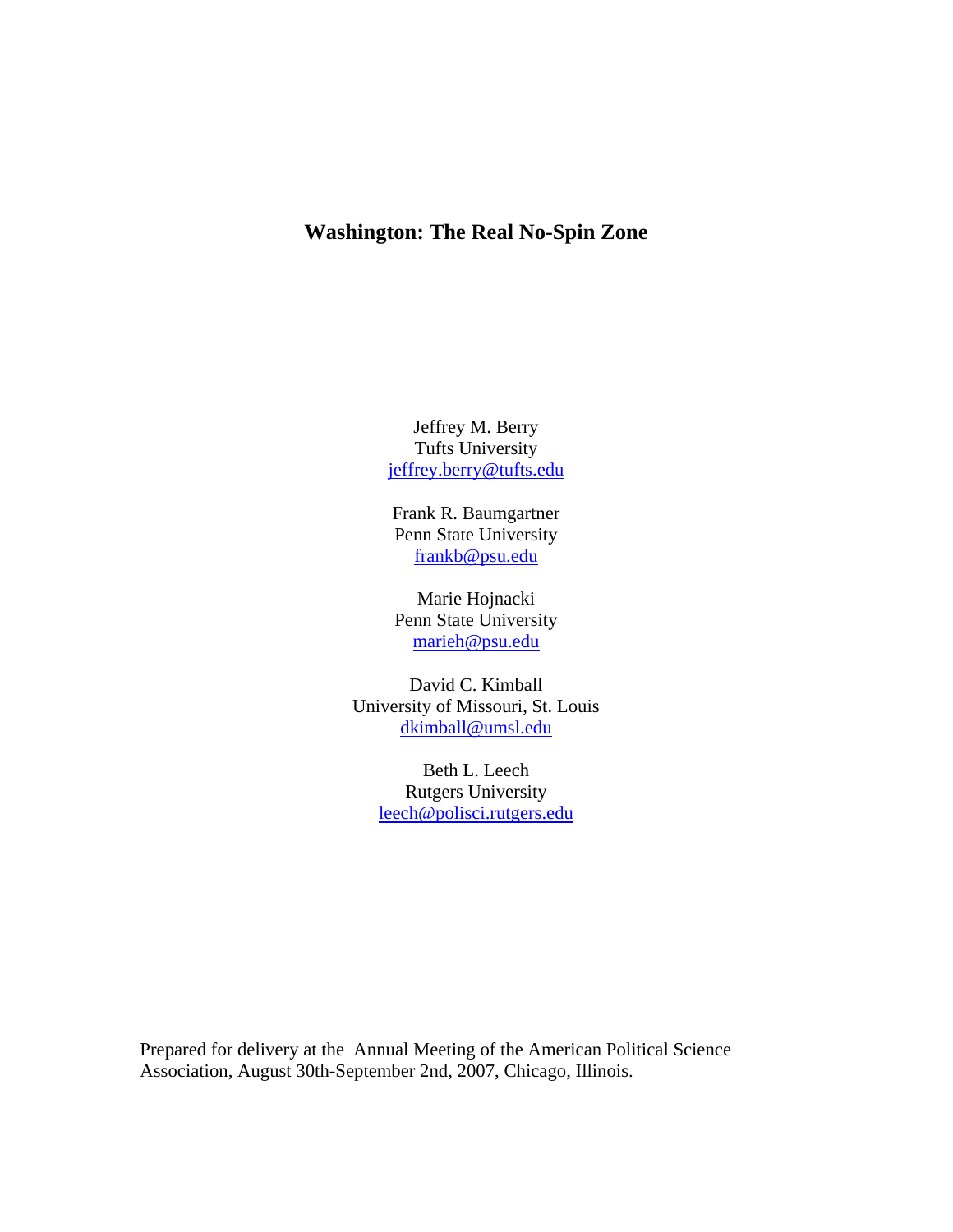# Washington: The Real No-Spin Zone

Jeffrey M. Berry
Tufts University
jeffrey.berry@tufts.edu

Frank R. Baumgartner
Penn State University
frankb@psu.edu

Marie Hojnacki
Penn State University
marieh@psu.edu

David C. Kimball
University of Missouri, St. Louis
dkimball@umsl.edu

Beth L. Leech
Rutgers University
leech@polisci.rutgers.edu

Prepared for delivery at the Annual Meeting of the American Political Science Association, August 30th-September 2nd, 2007, Chicago, Illinois.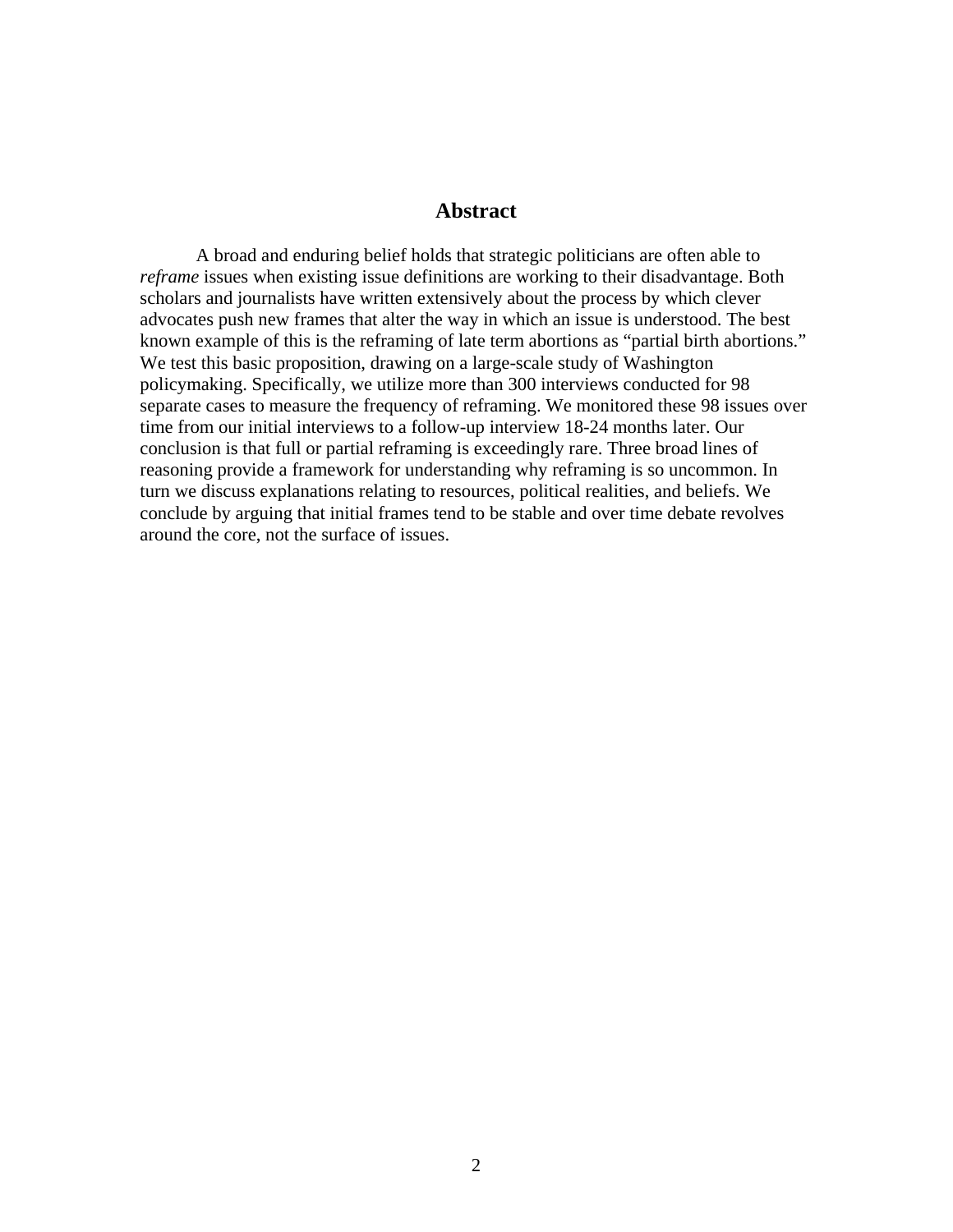## Abstract

A broad and enduring belief holds that strategic politicians are often able to *reframe* issues when existing issue definitions are working to their disadvantage. Both scholars and journalists have written extensively about the process by which clever advocates push new frames that alter the way in which an issue is understood. The best known example of this is the reframing of late term abortions as "partial birth abortions." We test this basic proposition, drawing on a large-scale study of Washington policymaking. Specifically, we utilize more than 300 interviews conducted for 98 separate cases to measure the frequency of reframing. We monitored these 98 issues over time from our initial interviews to a follow-up interview 18-24 months later. Our conclusion is that full or partial reframing is exceedingly rare. Three broad lines of reasoning provide a framework for understanding why reframing is so uncommon. In turn we discuss explanations relating to resources, political realities, and beliefs. We conclude by arguing that initial frames tend to be stable and over time debate revolves around the core, not the surface of issues.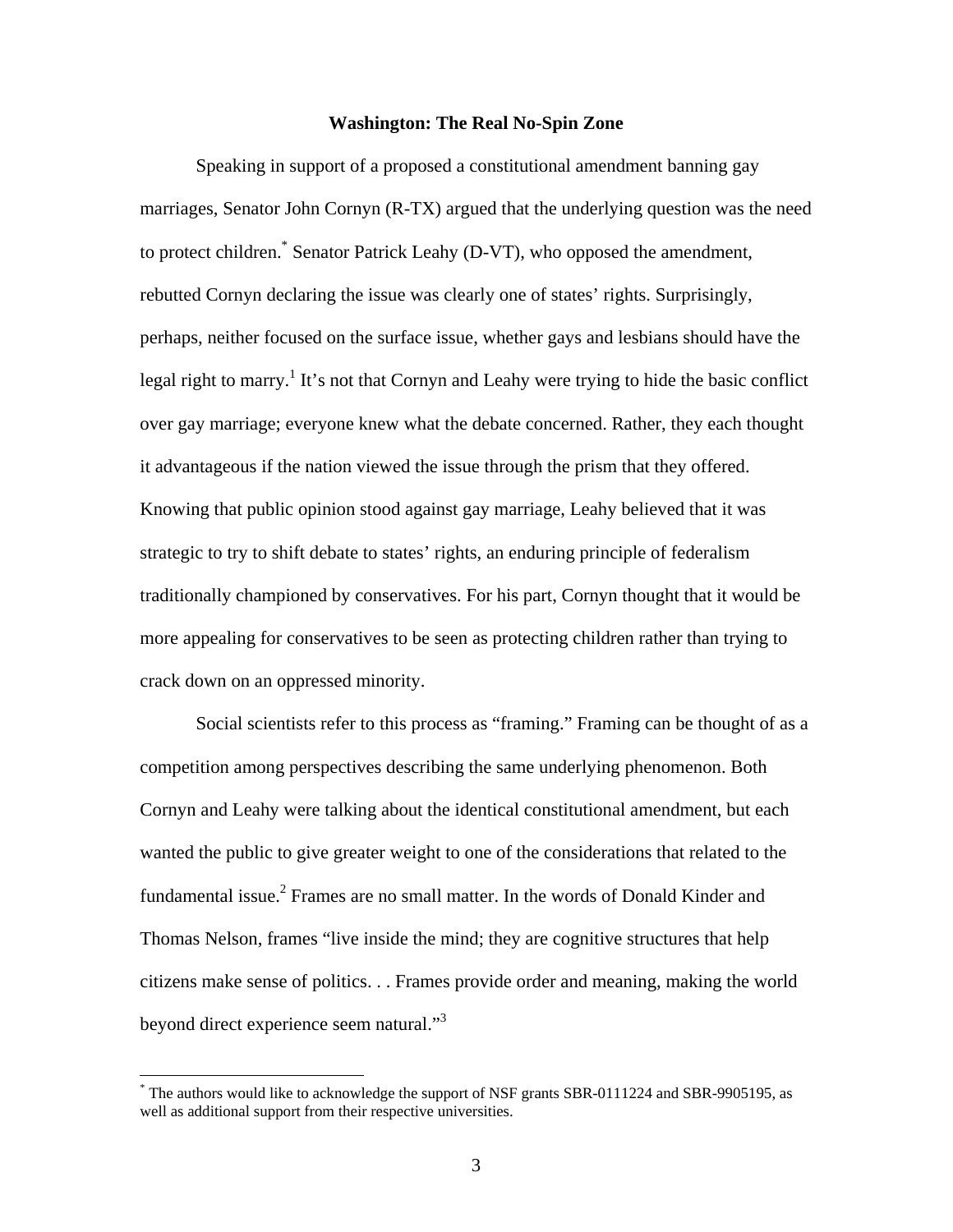## Washington: The Real No-Spin Zone

Speaking in support of a proposed a constitutional amendment banning gay marriages, Senator John Cornyn (R-TX) argued that the underlying question was the need to protect children.[*] Senator Patrick Leahy (D-VT), who opposed the amendment, rebutted Cornyn declaring the issue was clearly one of states' rights. Surprisingly, perhaps, neither focused on the surface issue, whether gays and lesbians should have the legal right to marry.[1] It's not that Cornyn and Leahy were trying to hide the basic conflict over gay marriage; everyone knew what the debate concerned. Rather, they each thought it advantageous if the nation viewed the issue through the prism that they offered. Knowing that public opinion stood against gay marriage, Leahy believed that it was strategic to try to shift debate to states' rights, an enduring principle of federalism traditionally championed by conservatives. For his part, Cornyn thought that it would be more appealing for conservatives to be seen as protecting children rather than trying to crack down on an oppressed minority.

Social scientists refer to this process as "framing." Framing can be thought of as a competition among perspectives describing the same underlying phenomenon. Both Cornyn and Leahy were talking about the identical constitutional amendment, but each wanted the public to give greater weight to one of the considerations that related to the fundamental issue.[2] Frames are no small matter. In the words of Donald Kinder and Thomas Nelson, frames "live inside the mind; they are cognitive structures that help citizens make sense of politics. . . Frames provide order and meaning, making the world beyond direct experience seem natural."[3]

[*] The authors would like to acknowledge the support of NSF grants SBR-0111224 and SBR-9905195, as well as additional support from their respective universities.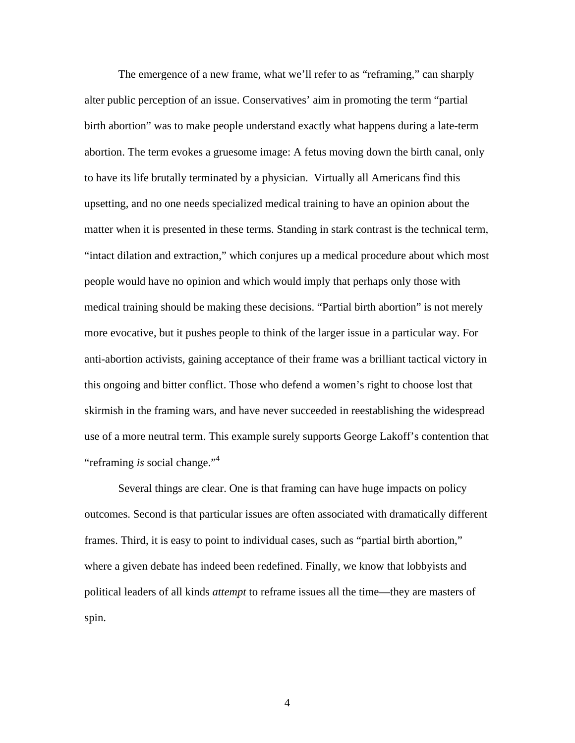The emergence of a new frame, what we'll refer to as "reframing," can sharply alter public perception of an issue. Conservatives' aim in promoting the term "partial birth abortion" was to make people understand exactly what happens during a late-term abortion. The term evokes a gruesome image: A fetus moving down the birth canal, only to have its life brutally terminated by a physician. Virtually all Americans find this upsetting, and no one needs specialized medical training to have an opinion about the matter when it is presented in these terms. Standing in stark contrast is the technical term, "intact dilation and extraction," which conjures up a medical procedure about which most people would have no opinion and which would imply that perhaps only those with medical training should be making these decisions. "Partial birth abortion" is not merely more evocative, but it pushes people to think of the larger issue in a particular way. For anti-abortion activists, gaining acceptance of their frame was a brilliant tactical victory in this ongoing and bitter conflict. Those who defend a women's right to choose lost that skirmish in the framing wars, and have never succeeded in reestablishing the widespread use of a more neutral term. This example surely supports George Lakoff's contention that "reframing *is* social change."[4]

Several things are clear. One is that framing can have huge impacts on policy outcomes. Second is that particular issues are often associated with dramatically different frames. Third, it is easy to point to individual cases, such as "partial birth abortion," where a given debate has indeed been redefined. Finally, we know that lobbyists and political leaders of all kinds *attempt* to reframe issues all the time—they are masters of spin.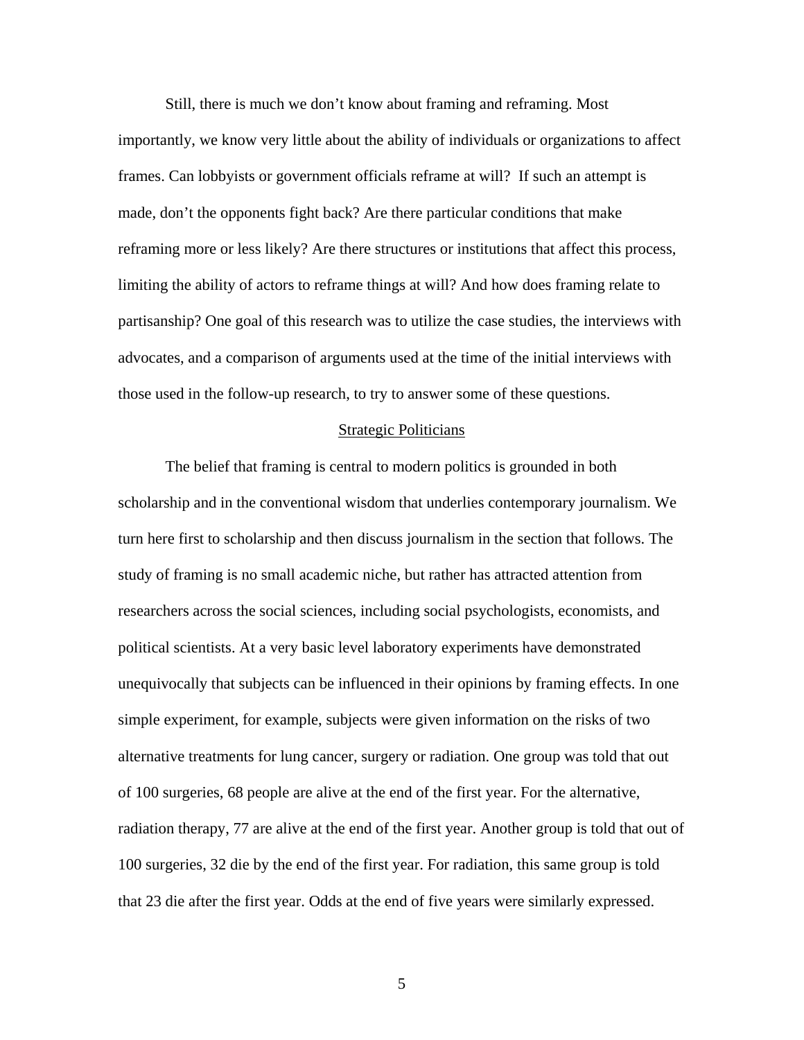Still, there is much we don't know about framing and reframing. Most importantly, we know very little about the ability of individuals or organizations to affect frames. Can lobbyists or government officials reframe at will? If such an attempt is made, don't the opponents fight back? Are there particular conditions that make reframing more or less likely? Are there structures or institutions that affect this process, limiting the ability of actors to reframe things at will? And how does framing relate to partisanship? One goal of this research was to utilize the case studies, the interviews with advocates, and a comparison of arguments used at the time of the initial interviews with those used in the follow-up research, to try to answer some of these questions.

## Strategic Politicians

The belief that framing is central to modern politics is grounded in both scholarship and in the conventional wisdom that underlies contemporary journalism. We turn here first to scholarship and then discuss journalism in the section that follows. The study of framing is no small academic niche, but rather has attracted attention from researchers across the social sciences, including social psychologists, economists, and political scientists. At a very basic level laboratory experiments have demonstrated unequivocally that subjects can be influenced in their opinions by framing effects. In one simple experiment, for example, subjects were given information on the risks of two alternative treatments for lung cancer, surgery or radiation. One group was told that out of 100 surgeries, 68 people are alive at the end of the first year. For the alternative, radiation therapy, 77 are alive at the end of the first year. Another group is told that out of 100 surgeries, 32 die by the end of the first year. For radiation, this same group is told that 23 die after the first year. Odds at the end of five years were similarly expressed.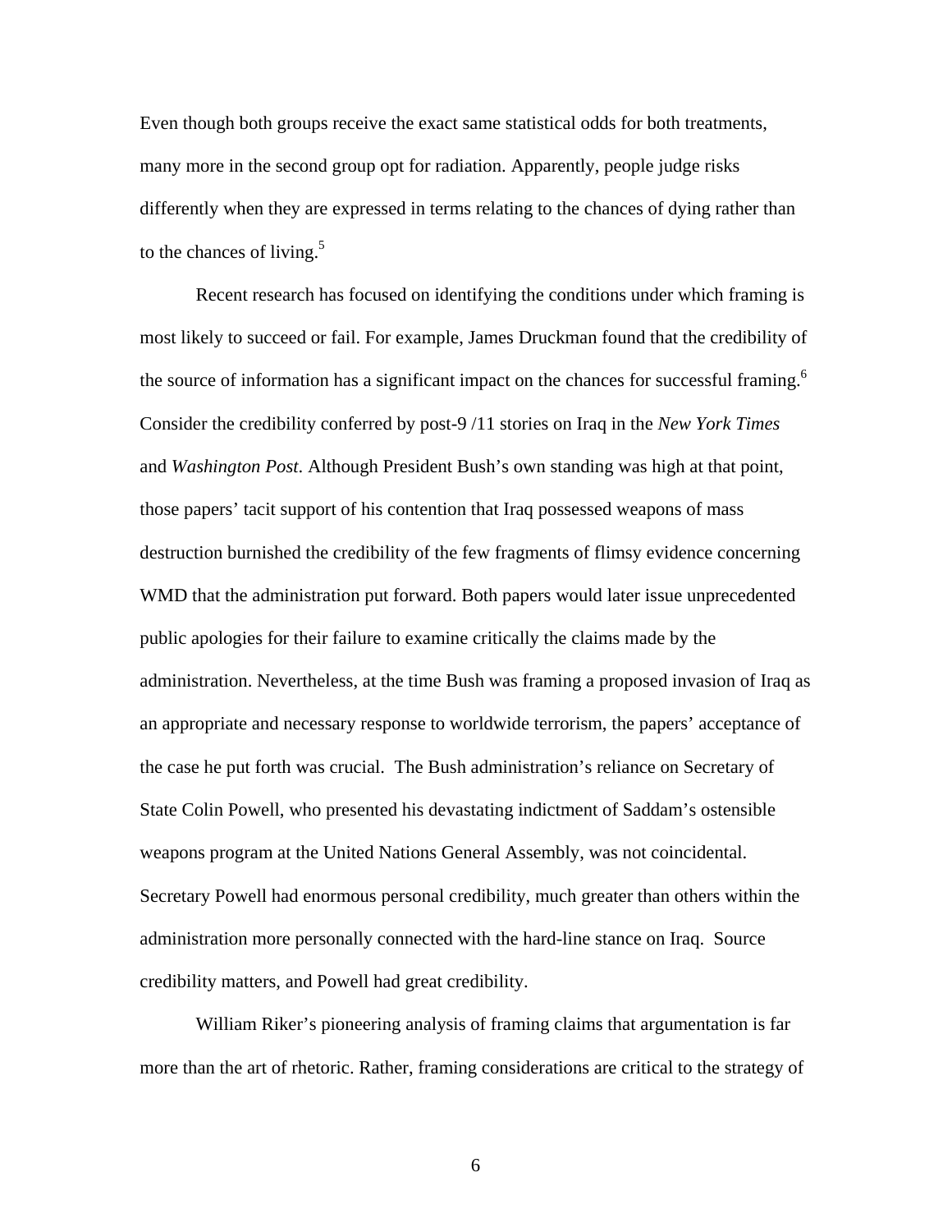Even though both groups receive the exact same statistical odds for both treatments, many more in the second group opt for radiation. Apparently, people judge risks differently when they are expressed in terms relating to the chances of dying rather than to the chances of living.[5]

Recent research has focused on identifying the conditions under which framing is most likely to succeed or fail. For example, James Druckman found that the credibility of the source of information has a significant impact on the chances for successful framing.[6] Consider the credibility conferred by post-9 /11 stories on Iraq in the *New York Times* and *Washington Post*. Although President Bush's own standing was high at that point, those papers' tacit support of his contention that Iraq possessed weapons of mass destruction burnished the credibility of the few fragments of flimsy evidence concerning WMD that the administration put forward. Both papers would later issue unprecedented public apologies for their failure to examine critically the claims made by the administration. Nevertheless, at the time Bush was framing a proposed invasion of Iraq as an appropriate and necessary response to worldwide terrorism, the papers' acceptance of the case he put forth was crucial. The Bush administration's reliance on Secretary of State Colin Powell, who presented his devastating indictment of Saddam's ostensible weapons program at the United Nations General Assembly, was not coincidental. Secretary Powell had enormous personal credibility, much greater than others within the administration more personally connected with the hard-line stance on Iraq. Source credibility matters, and Powell had great credibility.

William Riker's pioneering analysis of framing claims that argumentation is far more than the art of rhetoric. Rather, framing considerations are critical to the strategy of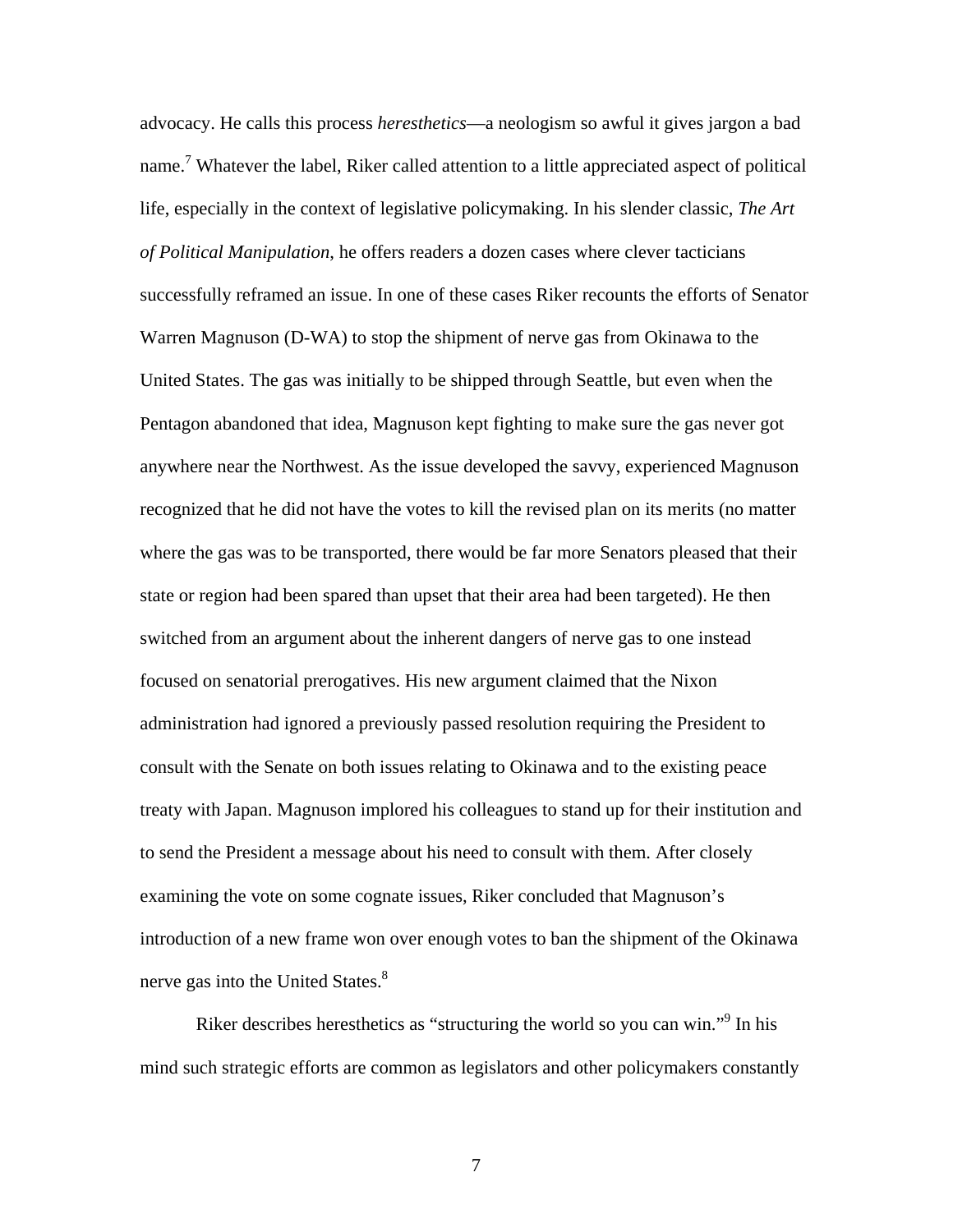advocacy. He calls this process *heresthetics*—a neologism so awful it gives jargon a bad name.[7] Whatever the label, Riker called attention to a little appreciated aspect of political life, especially in the context of legislative policymaking. In his slender classic, *The Art of Political Manipulation*, he offers readers a dozen cases where clever tacticians successfully reframed an issue. In one of these cases Riker recounts the efforts of Senator Warren Magnuson (D-WA) to stop the shipment of nerve gas from Okinawa to the United States. The gas was initially to be shipped through Seattle, but even when the Pentagon abandoned that idea, Magnuson kept fighting to make sure the gas never got anywhere near the Northwest. As the issue developed the savvy, experienced Magnuson recognized that he did not have the votes to kill the revised plan on its merits (no matter where the gas was to be transported, there would be far more Senators pleased that their state or region had been spared than upset that their area had been targeted). He then switched from an argument about the inherent dangers of nerve gas to one instead focused on senatorial prerogatives. His new argument claimed that the Nixon administration had ignored a previously passed resolution requiring the President to consult with the Senate on both issues relating to Okinawa and to the existing peace treaty with Japan. Magnuson implored his colleagues to stand up for their institution and to send the President a message about his need to consult with them. After closely examining the vote on some cognate issues, Riker concluded that Magnuson's introduction of a new frame won over enough votes to ban the shipment of the Okinawa nerve gas into the United States.[8]

Riker describes heresthetics as "structuring the world so you can win."[9] In his mind such strategic efforts are common as legislators and other policymakers constantly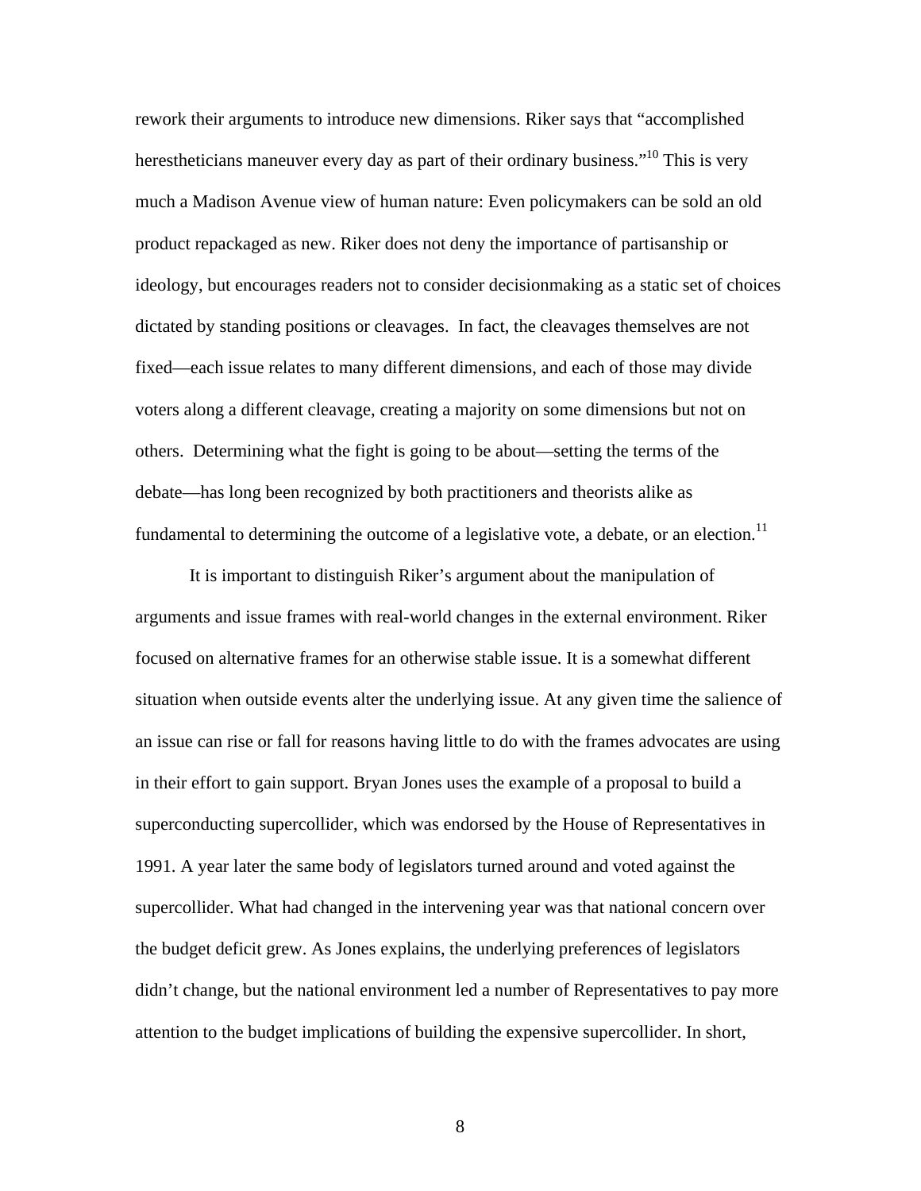rework their arguments to introduce new dimensions. Riker says that "accomplished herestheticians maneuver every day as part of their ordinary business."[10] This is very much a Madison Avenue view of human nature: Even policymakers can be sold an old product repackaged as new. Riker does not deny the importance of partisanship or ideology, but encourages readers not to consider decisionmaking as a static set of choices dictated by standing positions or cleavages. In fact, the cleavages themselves are not fixed—each issue relates to many different dimensions, and each of those may divide voters along a different cleavage, creating a majority on some dimensions but not on others. Determining what the fight is going to be about—setting the terms of the debate—has long been recognized by both practitioners and theorists alike as fundamental to determining the outcome of a legislative vote, a debate, or an election.[11]

It is important to distinguish Riker's argument about the manipulation of arguments and issue frames with real-world changes in the external environment. Riker focused on alternative frames for an otherwise stable issue. It is a somewhat different situation when outside events alter the underlying issue. At any given time the salience of an issue can rise or fall for reasons having little to do with the frames advocates are using in their effort to gain support. Bryan Jones uses the example of a proposal to build a superconducting supercollider, which was endorsed by the House of Representatives in 1991. A year later the same body of legislators turned around and voted against the supercollider. What had changed in the intervening year was that national concern over the budget deficit grew. As Jones explains, the underlying preferences of legislators didn't change, but the national environment led a number of Representatives to pay more attention to the budget implications of building the expensive supercollider. In short,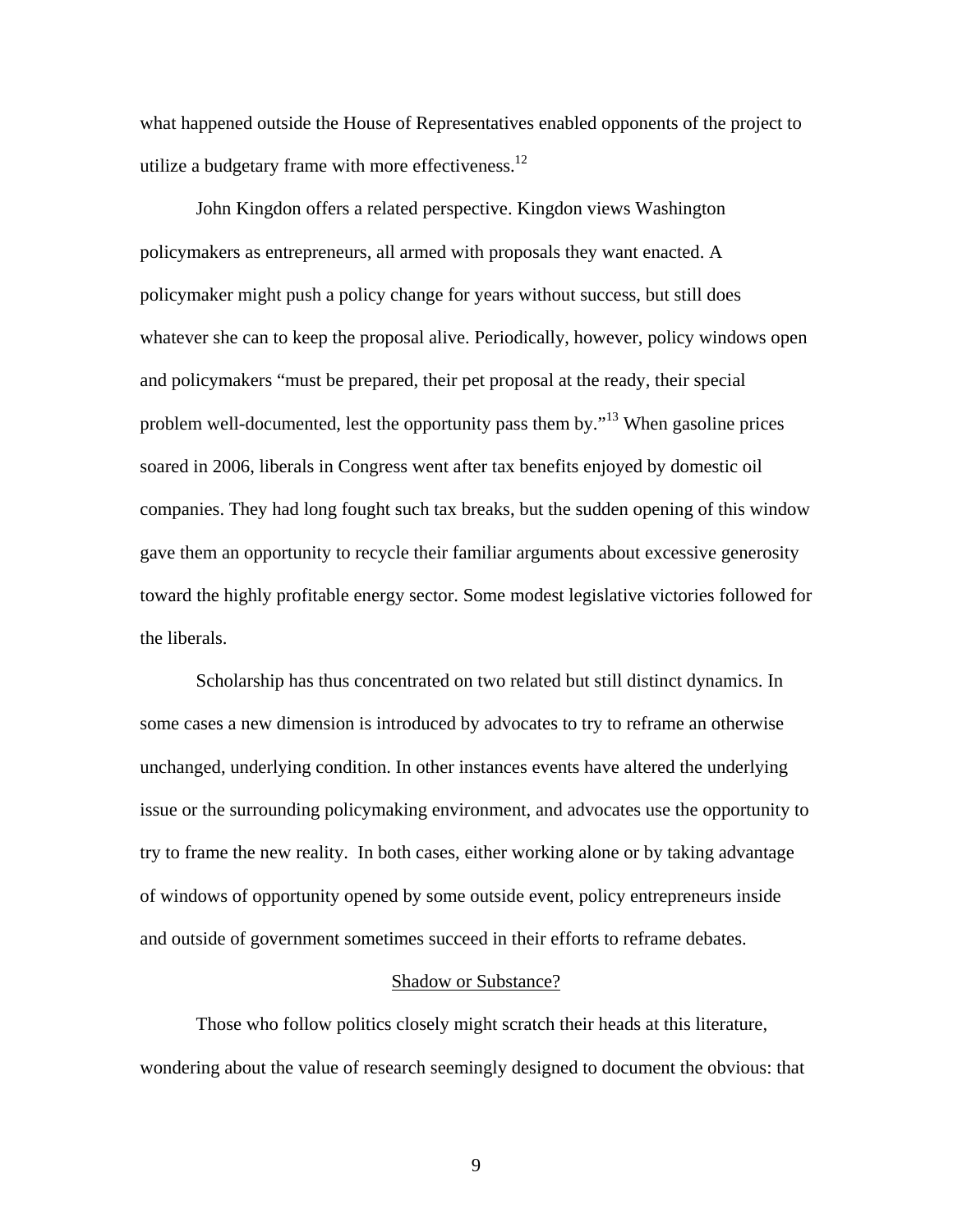what happened outside the House of Representatives enabled opponents of the project to utilize a budgetary frame with more effectiveness.[12]

John Kingdon offers a related perspective. Kingdon views Washington policymakers as entrepreneurs, all armed with proposals they want enacted. A policymaker might push a policy change for years without success, but still does whatever she can to keep the proposal alive. Periodically, however, policy windows open and policymakers "must be prepared, their pet proposal at the ready, their special problem well-documented, lest the opportunity pass them by."[13] When gasoline prices soared in 2006, liberals in Congress went after tax benefits enjoyed by domestic oil companies. They had long fought such tax breaks, but the sudden opening of this window gave them an opportunity to recycle their familiar arguments about excessive generosity toward the highly profitable energy sector. Some modest legislative victories followed for the liberals.

Scholarship has thus concentrated on two related but still distinct dynamics. In some cases a new dimension is introduced by advocates to try to reframe an otherwise unchanged, underlying condition. In other instances events have altered the underlying issue or the surrounding policymaking environment, and advocates use the opportunity to try to frame the new reality. In both cases, either working alone or by taking advantage of windows of opportunity opened by some outside event, policy entrepreneurs inside and outside of government sometimes succeed in their efforts to reframe debates.

## Shadow or Substance?

Those who follow politics closely might scratch their heads at this literature, wondering about the value of research seemingly designed to document the obvious: that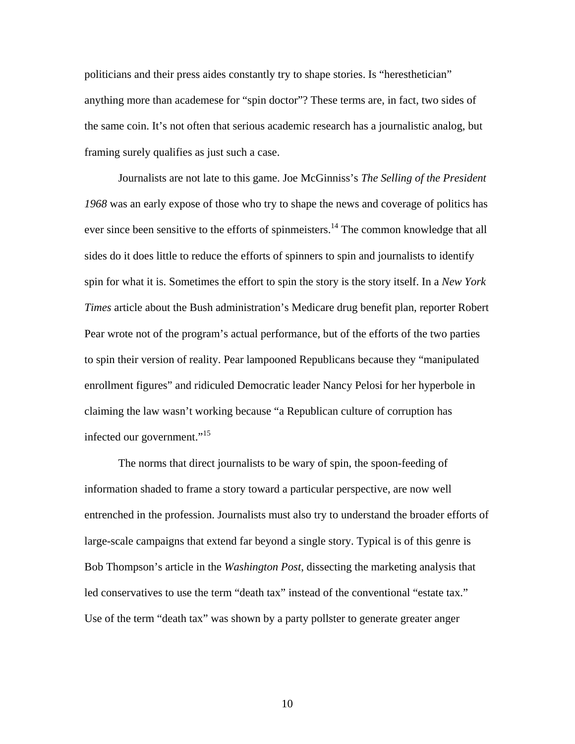politicians and their press aides constantly try to shape stories. Is "heresthetician" anything more than academese for "spin doctor"? These terms are, in fact, two sides of the same coin. It's not often that serious academic research has a journalistic analog, but framing surely qualifies as just such a case.

Journalists are not late to this game. Joe McGinniss's *The Selling of the President 1968* was an early expose of those who try to shape the news and coverage of politics has ever since been sensitive to the efforts of spinmeisters.[14] The common knowledge that all sides do it does little to reduce the efforts of spinners to spin and journalists to identify spin for what it is. Sometimes the effort to spin the story is the story itself. In a *New York Times* article about the Bush administration's Medicare drug benefit plan, reporter Robert Pear wrote not of the program's actual performance, but of the efforts of the two parties to spin their version of reality. Pear lampooned Republicans because they "manipulated enrollment figures" and ridiculed Democratic leader Nancy Pelosi for her hyperbole in claiming the law wasn't working because "a Republican culture of corruption has infected our government."[15]

The norms that direct journalists to be wary of spin, the spoon-feeding of information shaded to frame a story toward a particular perspective, are now well entrenched in the profession. Journalists must also try to understand the broader efforts of large-scale campaigns that extend far beyond a single story. Typical is of this genre is Bob Thompson's article in the *Washington Post*, dissecting the marketing analysis that led conservatives to use the term "death tax" instead of the conventional "estate tax." Use of the term "death tax" was shown by a party pollster to generate greater anger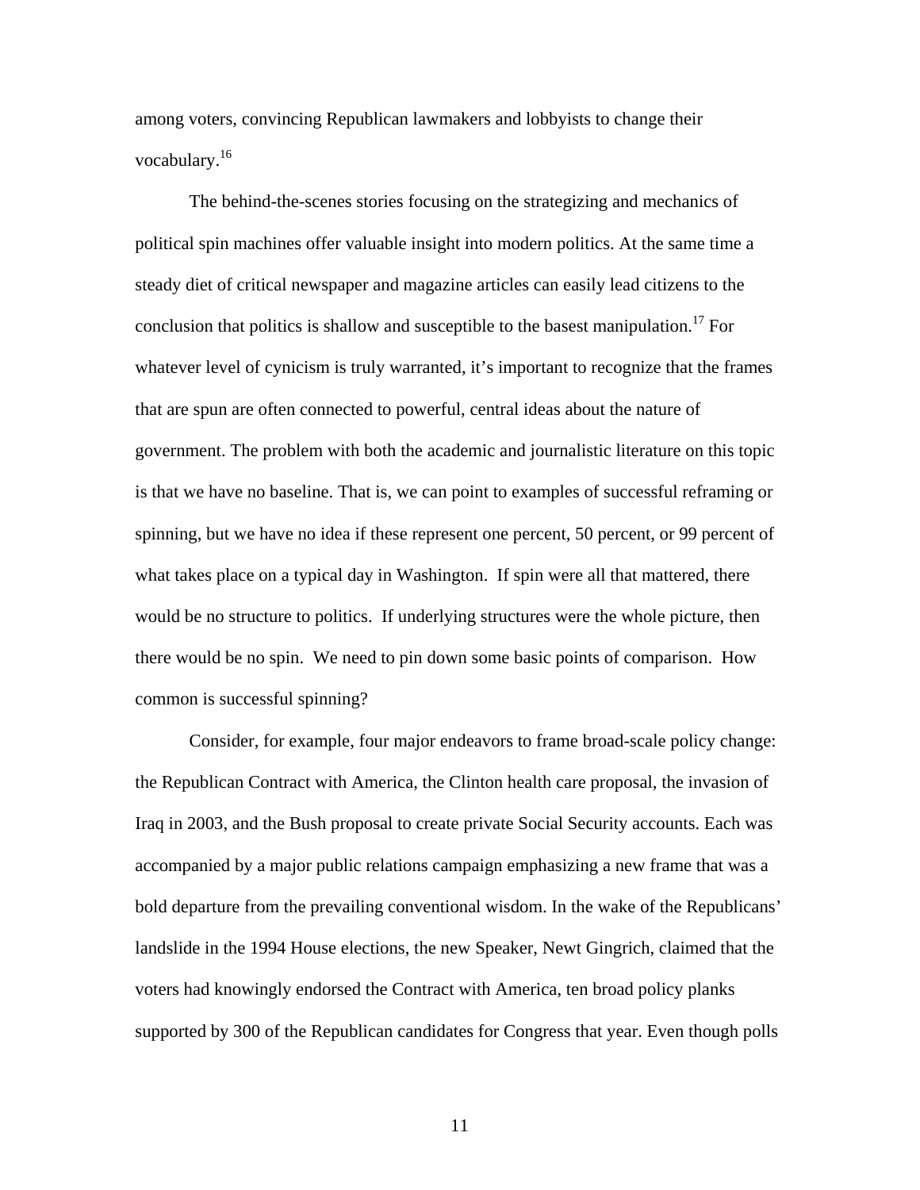among voters, convincing Republican lawmakers and lobbyists to change their vocabulary.[16]

The behind-the-scenes stories focusing on the strategizing and mechanics of political spin machines offer valuable insight into modern politics. At the same time a steady diet of critical newspaper and magazine articles can easily lead citizens to the conclusion that politics is shallow and susceptible to the basest manipulation.[17] For whatever level of cynicism is truly warranted, it's important to recognize that the frames that are spun are often connected to powerful, central ideas about the nature of government. The problem with both the academic and journalistic literature on this topic is that we have no baseline. That is, we can point to examples of successful reframing or spinning, but we have no idea if these represent one percent, 50 percent, or 99 percent of what takes place on a typical day in Washington. If spin were all that mattered, there would be no structure to politics. If underlying structures were the whole picture, then there would be no spin. We need to pin down some basic points of comparison. How common is successful spinning?

Consider, for example, four major endeavors to frame broad-scale policy change: the Republican Contract with America, the Clinton health care proposal, the invasion of Iraq in 2003, and the Bush proposal to create private Social Security accounts. Each was accompanied by a major public relations campaign emphasizing a new frame that was a bold departure from the prevailing conventional wisdom. In the wake of the Republicans' landslide in the 1994 House elections, the new Speaker, Newt Gingrich, claimed that the voters had knowingly endorsed the Contract with America, ten broad policy planks supported by 300 of the Republican candidates for Congress that year. Even though polls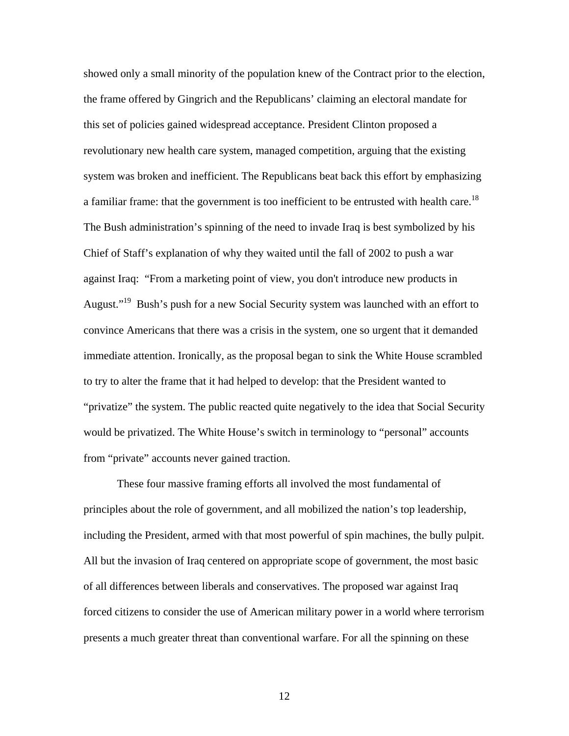showed only a small minority of the population knew of the Contract prior to the election, the frame offered by Gingrich and the Republicans' claiming an electoral mandate for this set of policies gained widespread acceptance. President Clinton proposed a revolutionary new health care system, managed competition, arguing that the existing system was broken and inefficient. The Republicans beat back this effort by emphasizing a familiar frame: that the government is too inefficient to be entrusted with health care.[18] The Bush administration's spinning of the need to invade Iraq is best symbolized by his Chief of Staff's explanation of why they waited until the fall of 2002 to push a war against Iraq: "From a marketing point of view, you don't introduce new products in August."[19] Bush's push for a new Social Security system was launched with an effort to convince Americans that there was a crisis in the system, one so urgent that it demanded immediate attention. Ironically, as the proposal began to sink the White House scrambled to try to alter the frame that it had helped to develop: that the President wanted to "privatize" the system. The public reacted quite negatively to the idea that Social Security would be privatized. The White House's switch in terminology to "personal" accounts from "private" accounts never gained traction.

These four massive framing efforts all involved the most fundamental of principles about the role of government, and all mobilized the nation's top leadership, including the President, armed with that most powerful of spin machines, the bully pulpit. All but the invasion of Iraq centered on appropriate scope of government, the most basic of all differences between liberals and conservatives. The proposed war against Iraq forced citizens to consider the use of American military power in a world where terrorism presents a much greater threat than conventional warfare. For all the spinning on these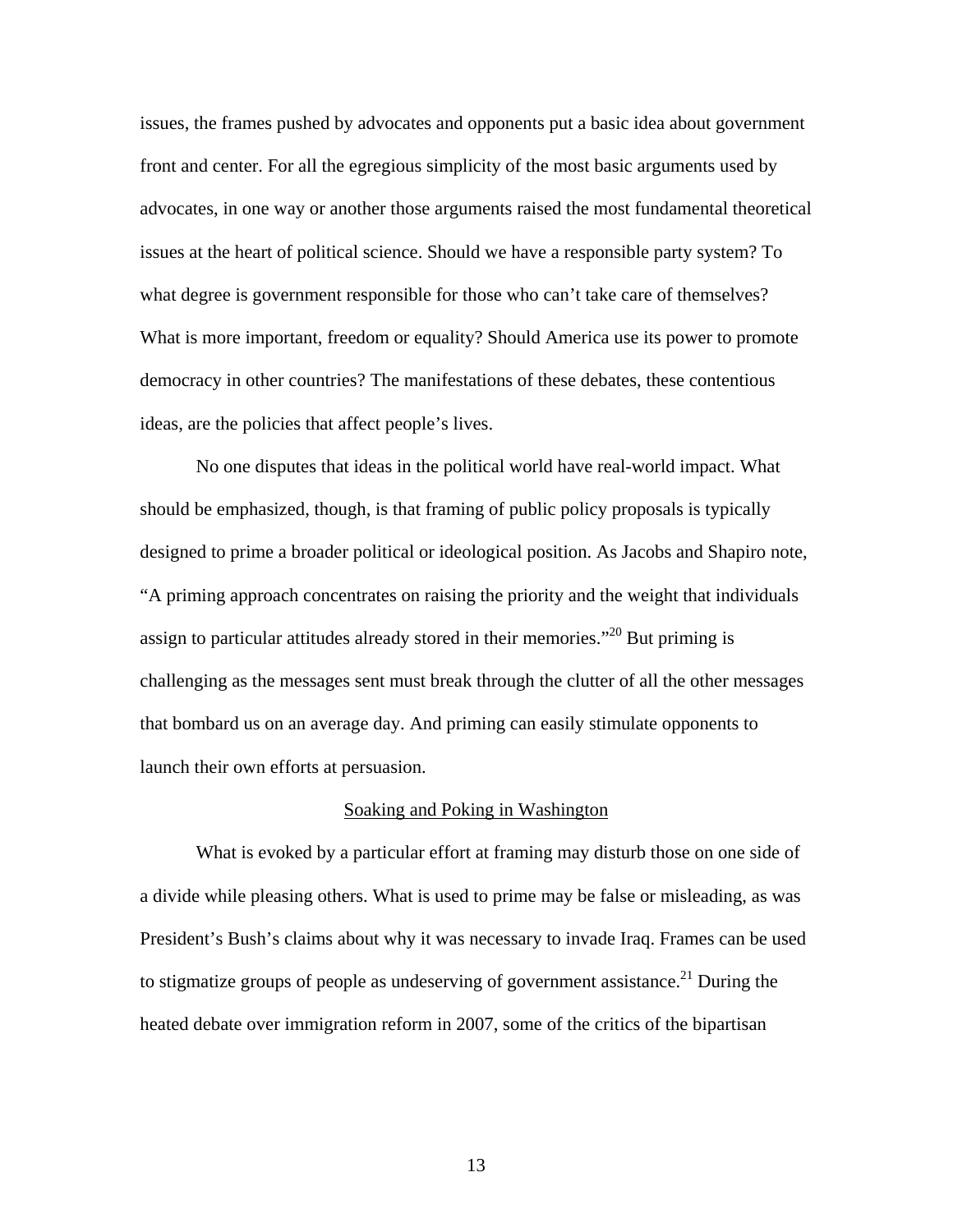issues, the frames pushed by advocates and opponents put a basic idea about government front and center. For all the egregious simplicity of the most basic arguments used by advocates, in one way or another those arguments raised the most fundamental theoretical issues at the heart of political science. Should we have a responsible party system? To what degree is government responsible for those who can't take care of themselves? What is more important, freedom or equality? Should America use its power to promote democracy in other countries? The manifestations of these debates, these contentious ideas, are the policies that affect people's lives.

No one disputes that ideas in the political world have real-world impact. What should be emphasized, though, is that framing of public policy proposals is typically designed to prime a broader political or ideological position. As Jacobs and Shapiro note, "A priming approach concentrates on raising the priority and the weight that individuals assign to particular attitudes already stored in their memories."[20] But priming is challenging as the messages sent must break through the clutter of all the other messages that bombard us on an average day. And priming can easily stimulate opponents to launch their own efforts at persuasion.

## Soaking and Poking in Washington

What is evoked by a particular effort at framing may disturb those on one side of a divide while pleasing others. What is used to prime may be false or misleading, as was President's Bush's claims about why it was necessary to invade Iraq. Frames can be used to stigmatize groups of people as undeserving of government assistance.[21] During the heated debate over immigration reform in 2007, some of the critics of the bipartisan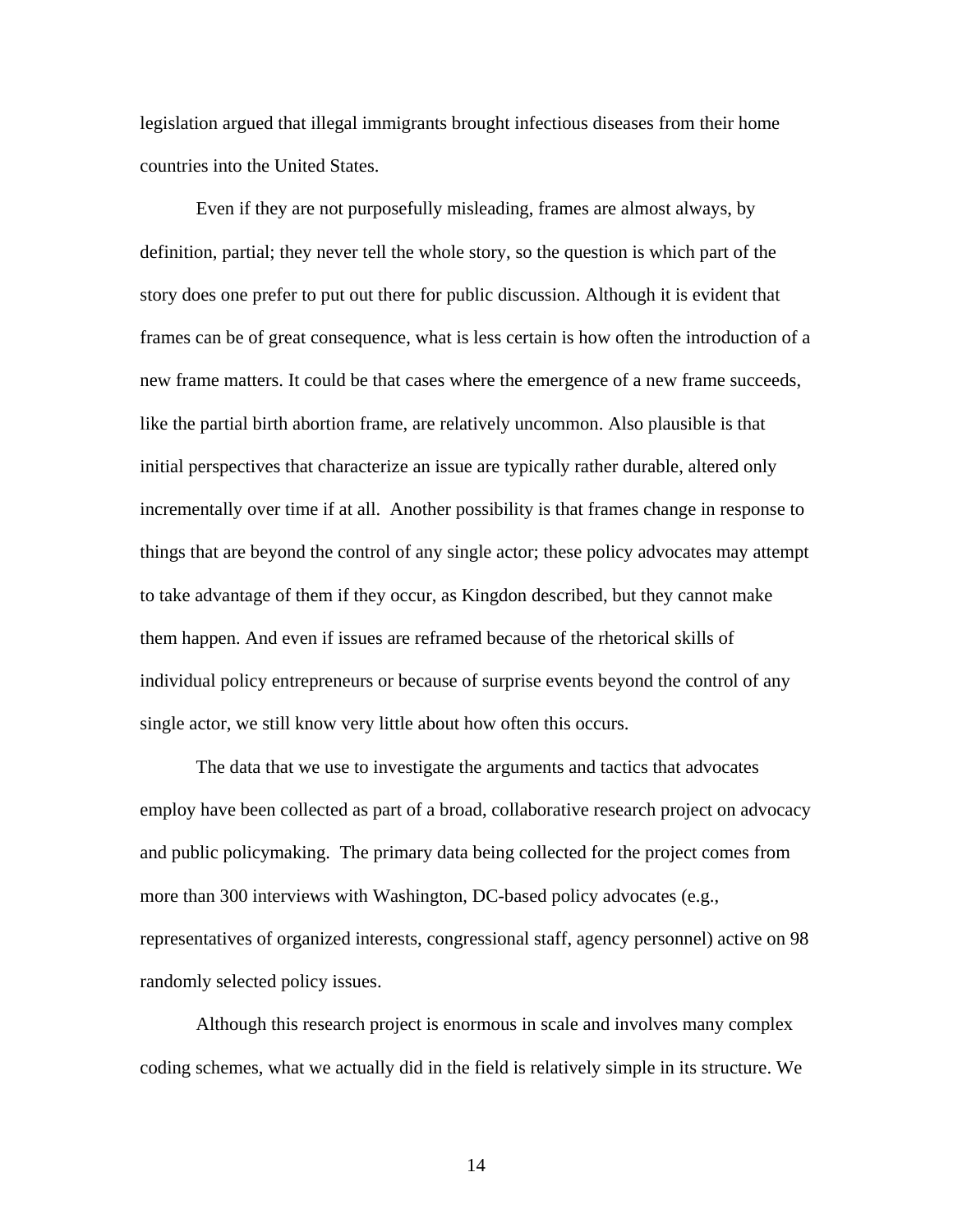legislation argued that illegal immigrants brought infectious diseases from their home countries into the United States.

Even if they are not purposefully misleading, frames are almost always, by definition, partial; they never tell the whole story, so the question is which part of the story does one prefer to put out there for public discussion. Although it is evident that frames can be of great consequence, what is less certain is how often the introduction of a new frame matters. It could be that cases where the emergence of a new frame succeeds, like the partial birth abortion frame, are relatively uncommon. Also plausible is that initial perspectives that characterize an issue are typically rather durable, altered only incrementally over time if at all. Another possibility is that frames change in response to things that are beyond the control of any single actor; these policy advocates may attempt to take advantage of them if they occur, as Kingdon described, but they cannot make them happen. And even if issues are reframed because of the rhetorical skills of individual policy entrepreneurs or because of surprise events beyond the control of any single actor, we still know very little about how often this occurs.

The data that we use to investigate the arguments and tactics that advocates employ have been collected as part of a broad, collaborative research project on advocacy and public policymaking. The primary data being collected for the project comes from more than 300 interviews with Washington, DC-based policy advocates (e.g., representatives of organized interests, congressional staff, agency personnel) active on 98 randomly selected policy issues.

Although this research project is enormous in scale and involves many complex coding schemes, what we actually did in the field is relatively simple in its structure. We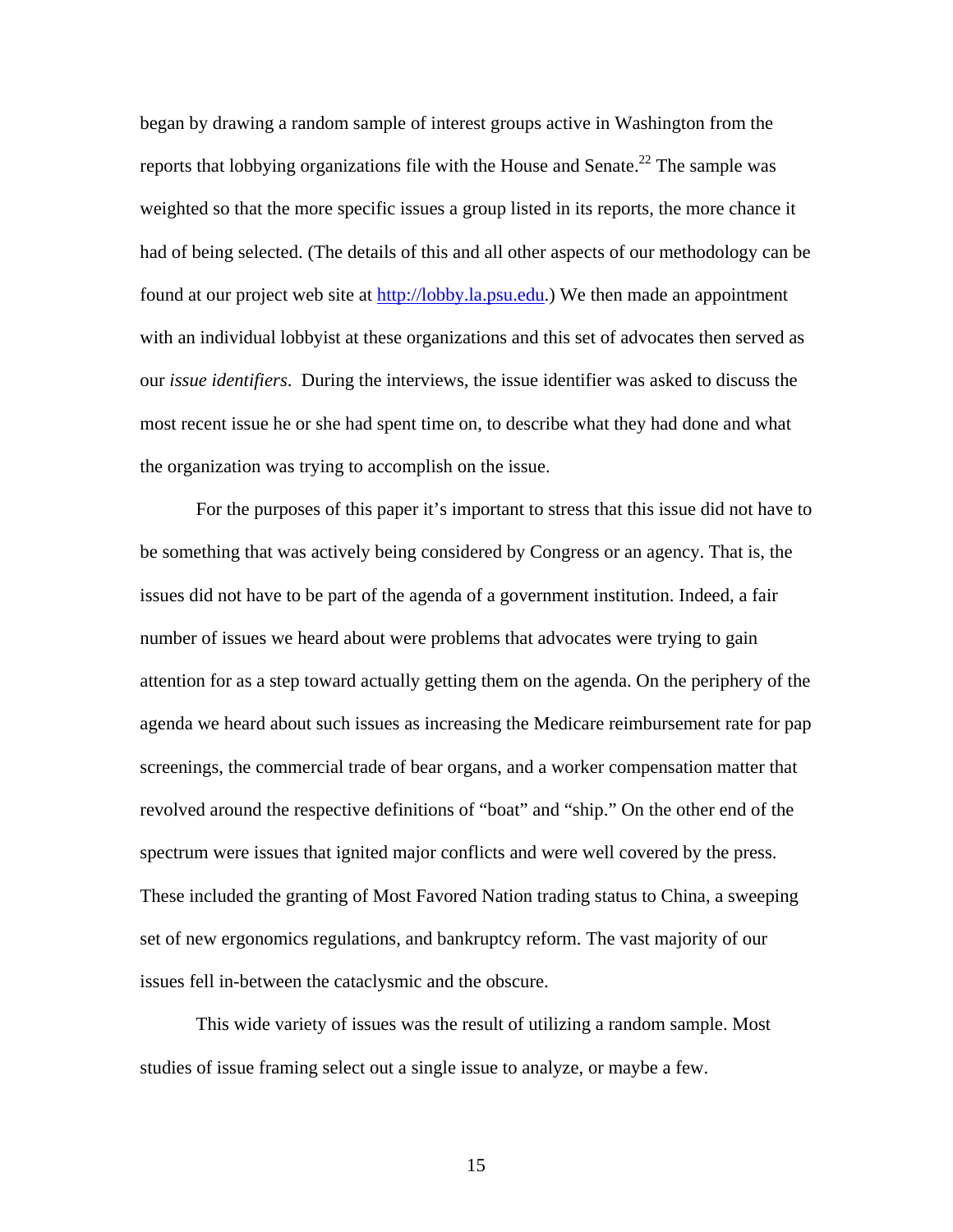began by drawing a random sample of interest groups active in Washington from the reports that lobbying organizations file with the House and Senate.[22] The sample was weighted so that the more specific issues a group listed in its reports, the more chance it had of being selected. (The details of this and all other aspects of our methodology can be found at our project web site at http://lobby.la.psu.edu.) We then made an appointment with an individual lobbyist at these organizations and this set of advocates then served as our *issue identifiers*. During the interviews, the issue identifier was asked to discuss the most recent issue he or she had spent time on, to describe what they had done and what the organization was trying to accomplish on the issue.

For the purposes of this paper it's important to stress that this issue did not have to be something that was actively being considered by Congress or an agency. That is, the issues did not have to be part of the agenda of a government institution. Indeed, a fair number of issues we heard about were problems that advocates were trying to gain attention for as a step toward actually getting them on the agenda. On the periphery of the agenda we heard about such issues as increasing the Medicare reimbursement rate for pap screenings, the commercial trade of bear organs, and a worker compensation matter that revolved around the respective definitions of "boat" and "ship." On the other end of the spectrum were issues that ignited major conflicts and were well covered by the press. These included the granting of Most Favored Nation trading status to China, a sweeping set of new ergonomics regulations, and bankruptcy reform. The vast majority of our issues fell in-between the cataclysmic and the obscure.

This wide variety of issues was the result of utilizing a random sample. Most studies of issue framing select out a single issue to analyze, or maybe a few.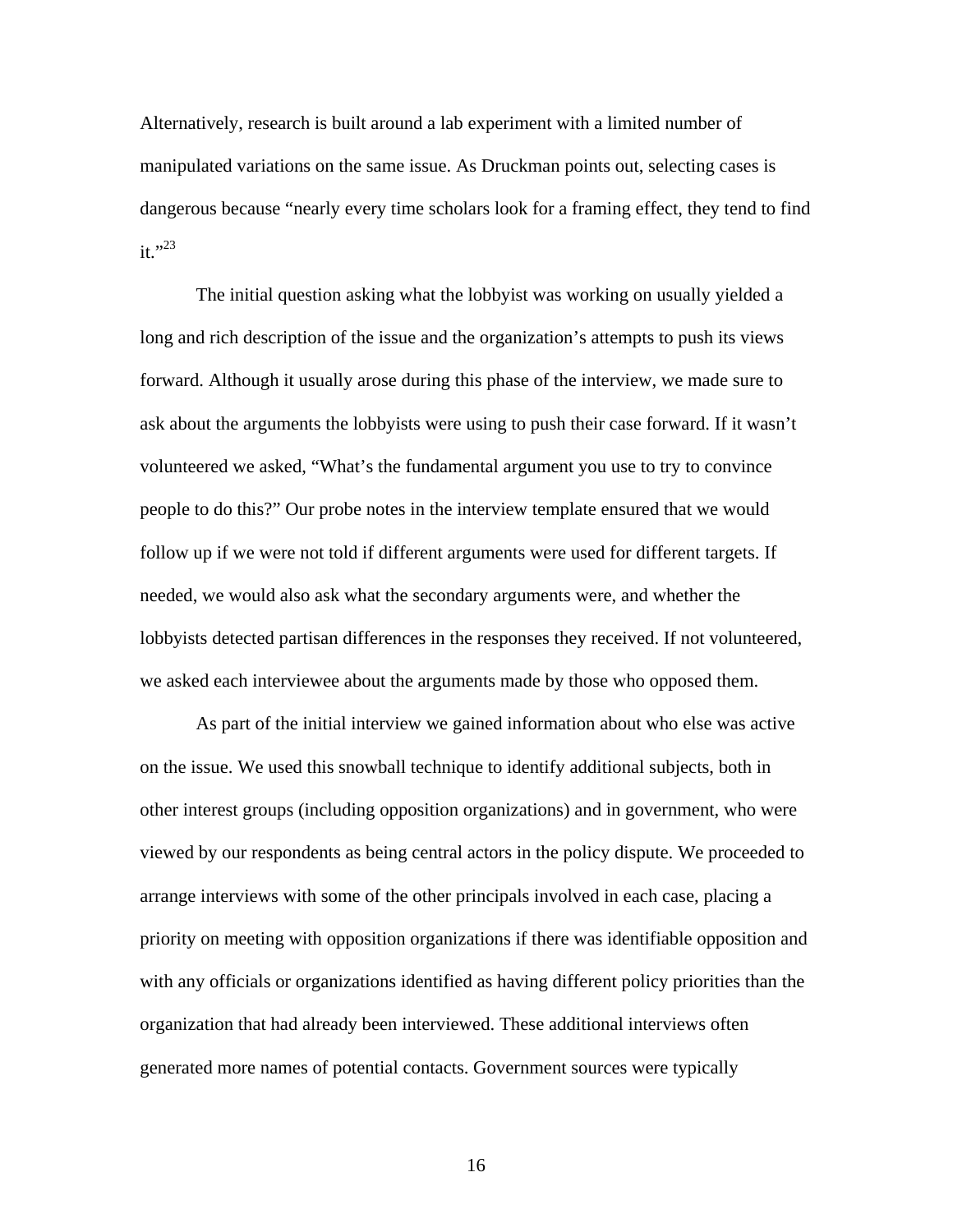Alternatively, research is built around a lab experiment with a limited number of manipulated variations on the same issue. As Druckman points out, selecting cases is dangerous because "nearly every time scholars look for a framing effect, they tend to find it."[23]

The initial question asking what the lobbyist was working on usually yielded a long and rich description of the issue and the organization's attempts to push its views forward. Although it usually arose during this phase of the interview, we made sure to ask about the arguments the lobbyists were using to push their case forward. If it wasn't volunteered we asked, "What's the fundamental argument you use to try to convince people to do this?" Our probe notes in the interview template ensured that we would follow up if we were not told if different arguments were used for different targets. If needed, we would also ask what the secondary arguments were, and whether the lobbyists detected partisan differences in the responses they received. If not volunteered, we asked each interviewee about the arguments made by those who opposed them.

As part of the initial interview we gained information about who else was active on the issue. We used this snowball technique to identify additional subjects, both in other interest groups (including opposition organizations) and in government, who were viewed by our respondents as being central actors in the policy dispute. We proceeded to arrange interviews with some of the other principals involved in each case, placing a priority on meeting with opposition organizations if there was identifiable opposition and with any officials or organizations identified as having different policy priorities than the organization that had already been interviewed. These additional interviews often generated more names of potential contacts. Government sources were typically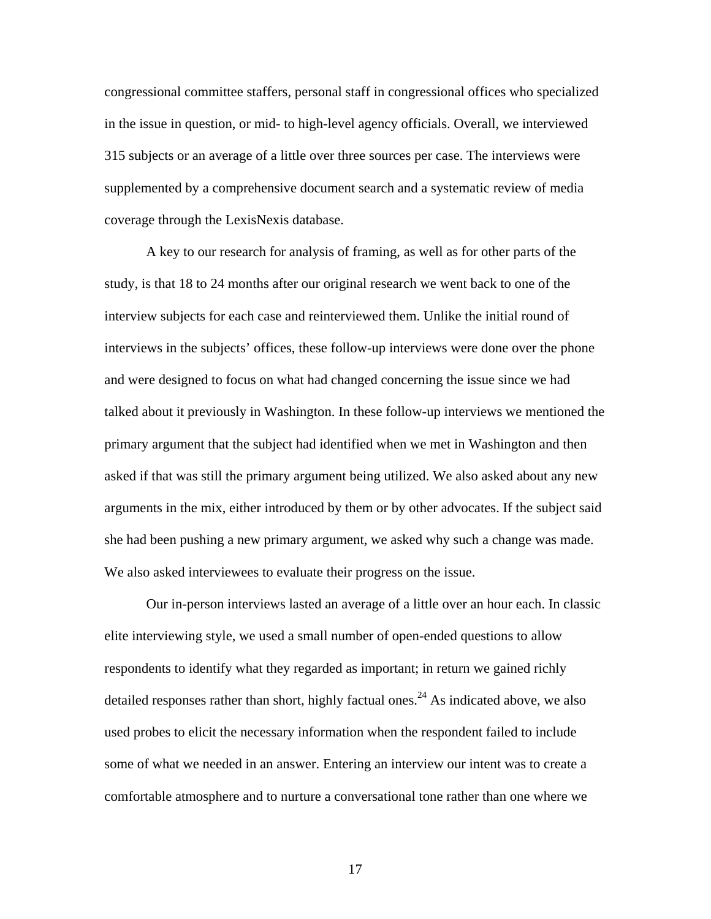congressional committee staffers, personal staff in congressional offices who specialized in the issue in question, or mid- to high-level agency officials. Overall, we interviewed 315 subjects or an average of a little over three sources per case. The interviews were supplemented by a comprehensive document search and a systematic review of media coverage through the LexisNexis database.

A key to our research for analysis of framing, as well as for other parts of the study, is that 18 to 24 months after our original research we went back to one of the interview subjects for each case and reinterviewed them. Unlike the initial round of interviews in the subjects' offices, these follow-up interviews were done over the phone and were designed to focus on what had changed concerning the issue since we had talked about it previously in Washington. In these follow-up interviews we mentioned the primary argument that the subject had identified when we met in Washington and then asked if that was still the primary argument being utilized. We also asked about any new arguments in the mix, either introduced by them or by other advocates. If the subject said she had been pushing a new primary argument, we asked why such a change was made. We also asked interviewees to evaluate their progress on the issue.

Our in-person interviews lasted an average of a little over an hour each. In classic elite interviewing style, we used a small number of open-ended questions to allow respondents to identify what they regarded as important; in return we gained richly detailed responses rather than short, highly factual ones.[24] As indicated above, we also used probes to elicit the necessary information when the respondent failed to include some of what we needed in an answer. Entering an interview our intent was to create a comfortable atmosphere and to nurture a conversational tone rather than one where we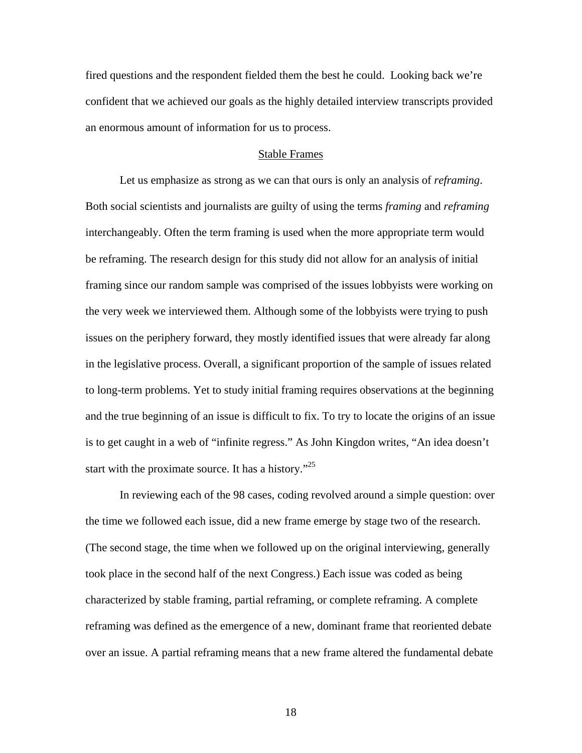fired questions and the respondent fielded them the best he could. Looking back we're confident that we achieved our goals as the highly detailed interview transcripts provided an enormous amount of information for us to process.

## Stable Frames

Let us emphasize as strong as we can that ours is only an analysis of *reframing*. Both social scientists and journalists are guilty of using the terms *framing* and *reframing* interchangeably. Often the term framing is used when the more appropriate term would be reframing. The research design for this study did not allow for an analysis of initial framing since our random sample was comprised of the issues lobbyists were working on the very week we interviewed them. Although some of the lobbyists were trying to push issues on the periphery forward, they mostly identified issues that were already far along in the legislative process. Overall, a significant proportion of the sample of issues related to long-term problems. Yet to study initial framing requires observations at the beginning and the true beginning of an issue is difficult to fix. To try to locate the origins of an issue is to get caught in a web of "infinite regress." As John Kingdon writes, "An idea doesn't start with the proximate source. It has a history."[25]

In reviewing each of the 98 cases, coding revolved around a simple question: over the time we followed each issue, did a new frame emerge by stage two of the research. (The second stage, the time when we followed up on the original interviewing, generally took place in the second half of the next Congress.) Each issue was coded as being characterized by stable framing, partial reframing, or complete reframing. A complete reframing was defined as the emergence of a new, dominant frame that reoriented debate over an issue. A partial reframing means that a new frame altered the fundamental debate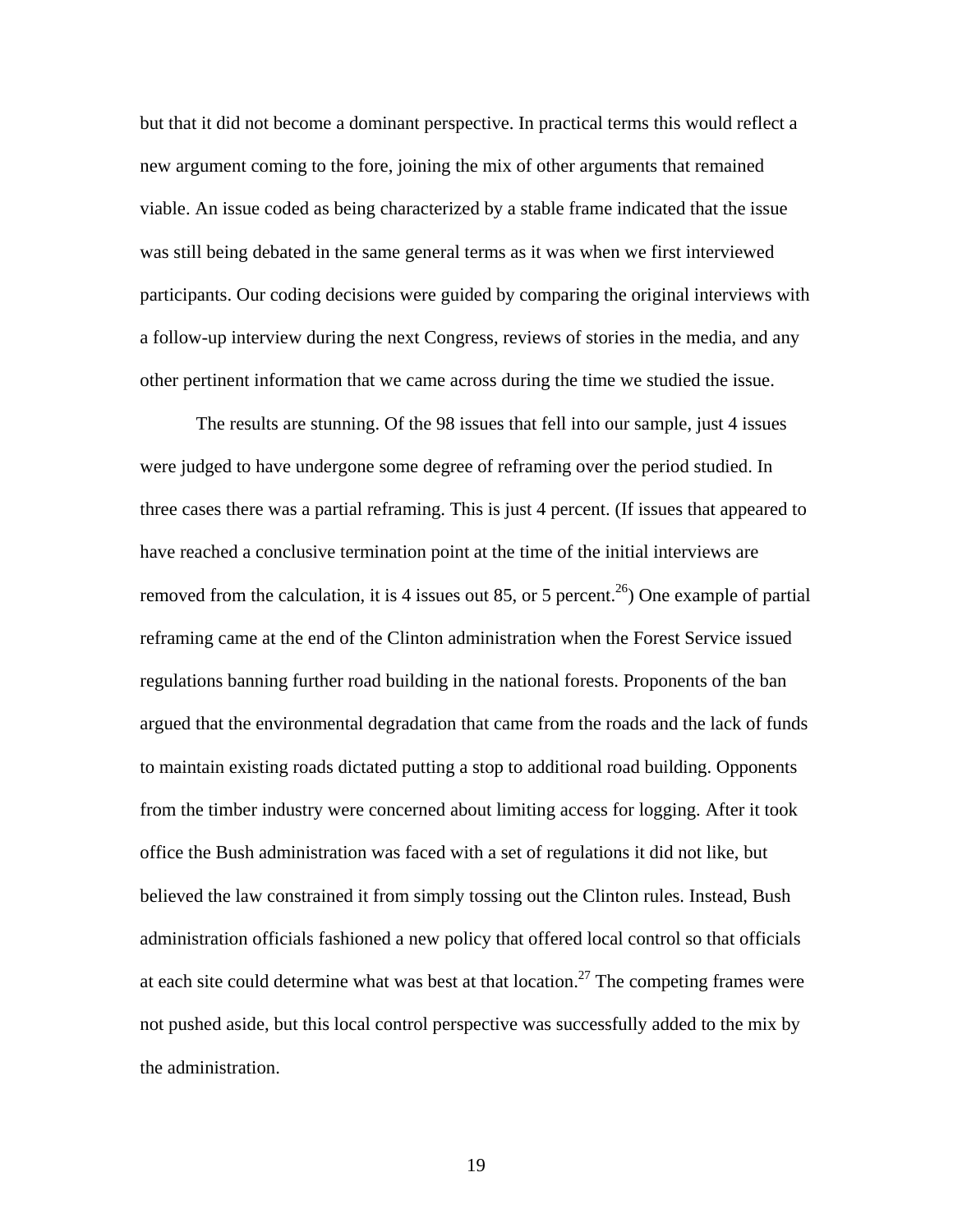but that it did not become a dominant perspective. In practical terms this would reflect a new argument coming to the fore, joining the mix of other arguments that remained viable. An issue coded as being characterized by a stable frame indicated that the issue was still being debated in the same general terms as it was when we first interviewed participants. Our coding decisions were guided by comparing the original interviews with a follow-up interview during the next Congress, reviews of stories in the media, and any other pertinent information that we came across during the time we studied the issue.

The results are stunning. Of the 98 issues that fell into our sample, just 4 issues were judged to have undergone some degree of reframing over the period studied. In three cases there was a partial reframing. This is just 4 percent. (If issues that appeared to have reached a conclusive termination point at the time of the initial interviews are removed from the calculation, it is 4 issues out 85, or 5 percent.[26]) One example of partial reframing came at the end of the Clinton administration when the Forest Service issued regulations banning further road building in the national forests. Proponents of the ban argued that the environmental degradation that came from the roads and the lack of funds to maintain existing roads dictated putting a stop to additional road building. Opponents from the timber industry were concerned about limiting access for logging. After it took office the Bush administration was faced with a set of regulations it did not like, but believed the law constrained it from simply tossing out the Clinton rules. Instead, Bush administration officials fashioned a new policy that offered local control so that officials at each site could determine what was best at that location.[27] The competing frames were not pushed aside, but this local control perspective was successfully added to the mix by the administration.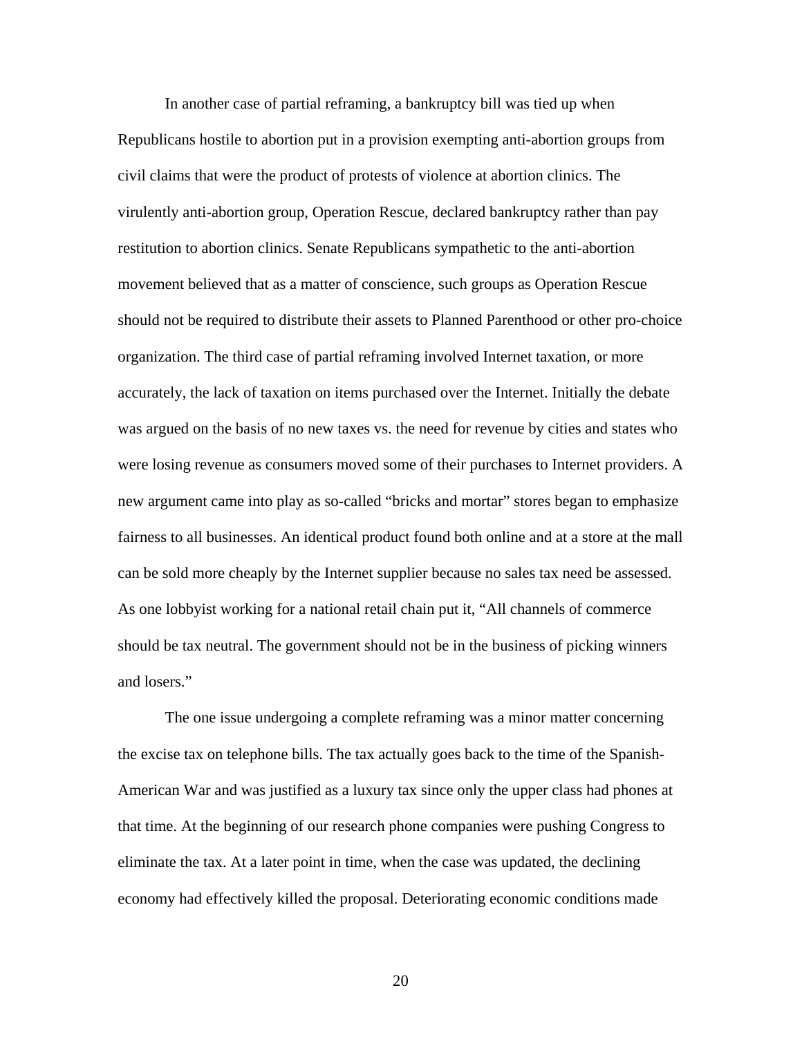In another case of partial reframing, a bankruptcy bill was tied up when Republicans hostile to abortion put in a provision exempting anti-abortion groups from civil claims that were the product of protests of violence at abortion clinics. The virulently anti-abortion group, Operation Rescue, declared bankruptcy rather than pay restitution to abortion clinics. Senate Republicans sympathetic to the anti-abortion movement believed that as a matter of conscience, such groups as Operation Rescue should not be required to distribute their assets to Planned Parenthood or other pro-choice organization. The third case of partial reframing involved Internet taxation, or more accurately, the lack of taxation on items purchased over the Internet. Initially the debate was argued on the basis of no new taxes vs. the need for revenue by cities and states who were losing revenue as consumers moved some of their purchases to Internet providers. A new argument came into play as so-called "bricks and mortar" stores began to emphasize fairness to all businesses. An identical product found both online and at a store at the mall can be sold more cheaply by the Internet supplier because no sales tax need be assessed. As one lobbyist working for a national retail chain put it, "All channels of commerce should be tax neutral. The government should not be in the business of picking winners and losers."

The one issue undergoing a complete reframing was a minor matter concerning the excise tax on telephone bills. The tax actually goes back to the time of the Spanish-American War and was justified as a luxury tax since only the upper class had phones at that time. At the beginning of our research phone companies were pushing Congress to eliminate the tax. At a later point in time, when the case was updated, the declining economy had effectively killed the proposal. Deteriorating economic conditions made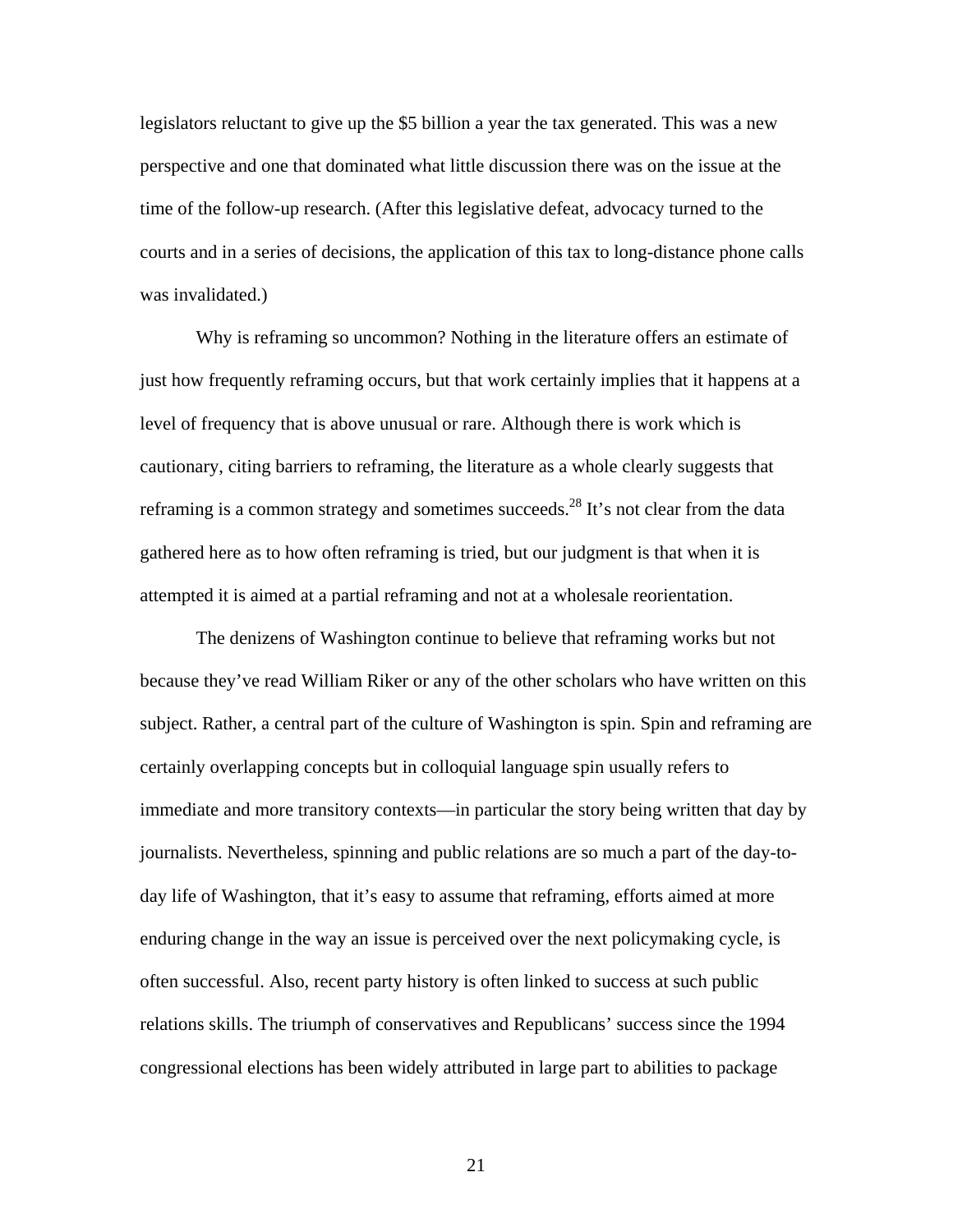legislators reluctant to give up the $5 billion a year the tax generated. This was a new perspective and one that dominated what little discussion there was on the issue at the time of the follow-up research. (After this legislative defeat, advocacy turned to the courts and in a series of decisions, the application of this tax to long-distance phone calls was invalidated.)

Why is reframing so uncommon? Nothing in the literature offers an estimate of just how frequently reframing occurs, but that work certainly implies that it happens at a level of frequency that is above unusual or rare. Although there is work which is cautionary, citing barriers to reframing, the literature as a whole clearly suggests that reframing is a common strategy and sometimes succeeds.[28] It's not clear from the data gathered here as to how often reframing is tried, but our judgment is that when it is attempted it is aimed at a partial reframing and not at a wholesale reorientation.

The denizens of Washington continue to believe that reframing works but not because they've read William Riker or any of the other scholars who have written on this subject. Rather, a central part of the culture of Washington is spin. Spin and reframing are certainly overlapping concepts but in colloquial language spin usually refers to immediate and more transitory contexts—in particular the story being written that day by journalists. Nevertheless, spinning and public relations are so much a part of the day-to-day life of Washington, that it's easy to assume that reframing, efforts aimed at more enduring change in the way an issue is perceived over the next policymaking cycle, is often successful. Also, recent party history is often linked to success at such public relations skills. The triumph of conservatives and Republicans' success since the 1994 congressional elections has been widely attributed in large part to abilities to package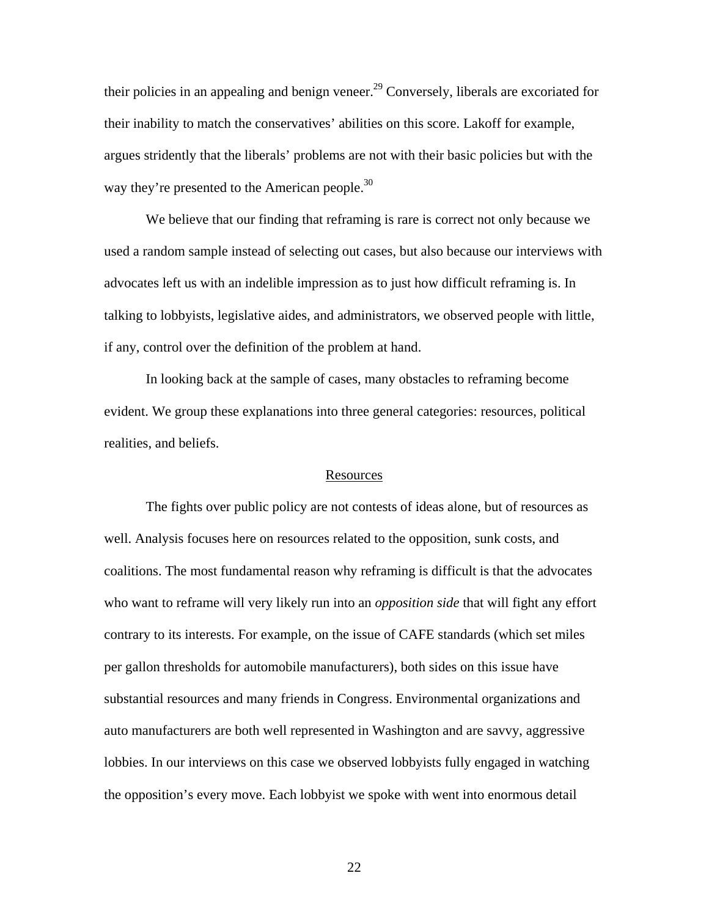their policies in an appealing and benign veneer.[29] Conversely, liberals are excoriated for their inability to match the conservatives' abilities on this score. Lakoff for example, argues stridently that the liberals' problems are not with their basic policies but with the way they're presented to the American people.[30]

We believe that our finding that reframing is rare is correct not only because we used a random sample instead of selecting out cases, but also because our interviews with advocates left us with an indelible impression as to just how difficult reframing is. In talking to lobbyists, legislative aides, and administrators, we observed people with little, if any, control over the definition of the problem at hand.

In looking back at the sample of cases, many obstacles to reframing become evident. We group these explanations into three general categories: resources, political realities, and beliefs.

## Resources

The fights over public policy are not contests of ideas alone, but of resources as well. Analysis focuses here on resources related to the opposition, sunk costs, and coalitions. The most fundamental reason why reframing is difficult is that the advocates who want to reframe will very likely run into an *opposition side* that will fight any effort contrary to its interests. For example, on the issue of CAFE standards (which set miles per gallon thresholds for automobile manufacturers), both sides on this issue have substantial resources and many friends in Congress. Environmental organizations and auto manufacturers are both well represented in Washington and are savvy, aggressive lobbies. In our interviews on this case we observed lobbyists fully engaged in watching the opposition's every move. Each lobbyist we spoke with went into enormous detail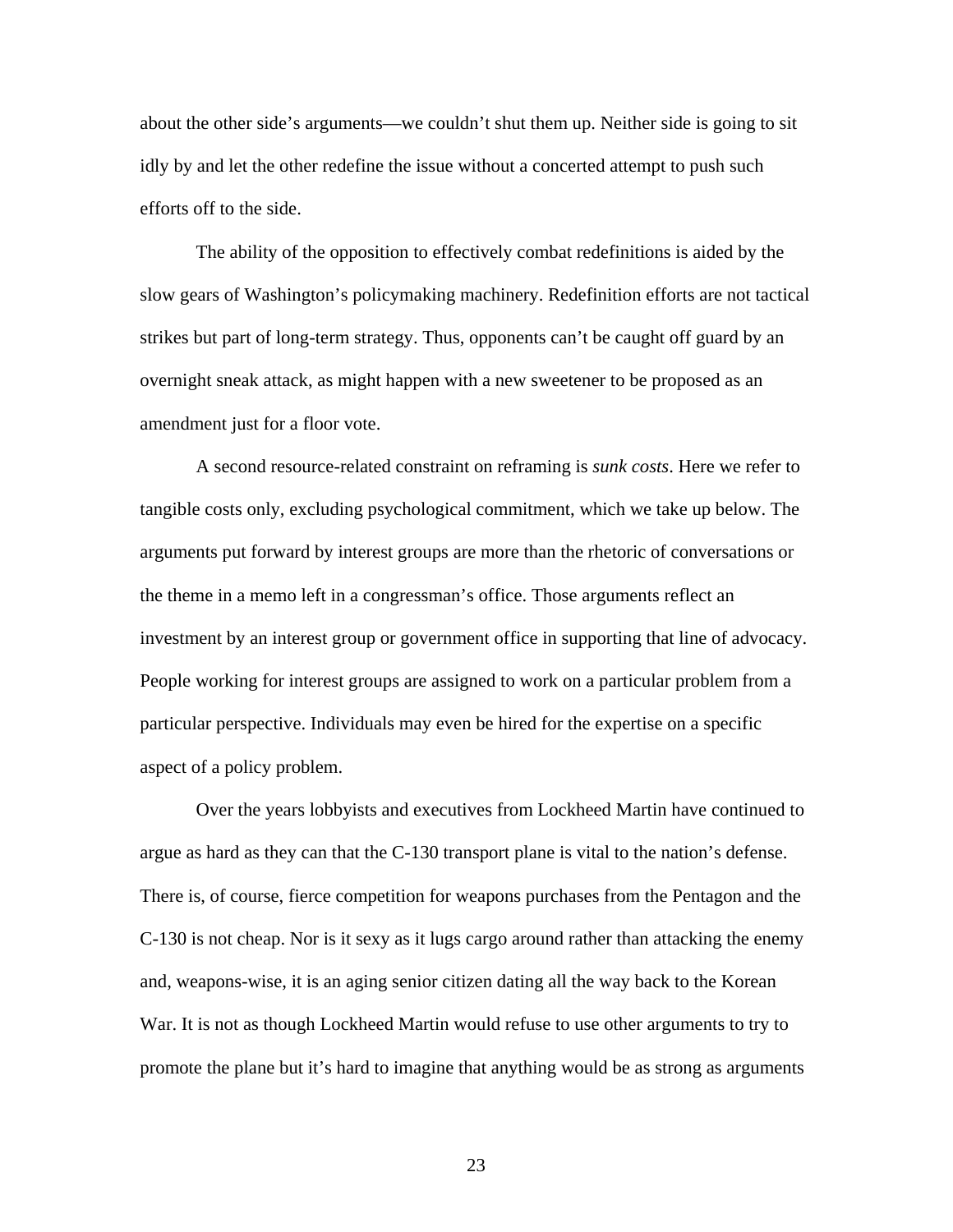about the other side's arguments—we couldn't shut them up. Neither side is going to sit idly by and let the other redefine the issue without a concerted attempt to push such efforts off to the side.

The ability of the opposition to effectively combat redefinitions is aided by the slow gears of Washington's policymaking machinery. Redefinition efforts are not tactical strikes but part of long-term strategy. Thus, opponents can't be caught off guard by an overnight sneak attack, as might happen with a new sweetener to be proposed as an amendment just for a floor vote.

A second resource-related constraint on reframing is *sunk costs*. Here we refer to tangible costs only, excluding psychological commitment, which we take up below. The arguments put forward by interest groups are more than the rhetoric of conversations or the theme in a memo left in a congressman's office. Those arguments reflect an investment by an interest group or government office in supporting that line of advocacy. People working for interest groups are assigned to work on a particular problem from a particular perspective. Individuals may even be hired for the expertise on a specific aspect of a policy problem.

Over the years lobbyists and executives from Lockheed Martin have continued to argue as hard as they can that the C-130 transport plane is vital to the nation's defense. There is, of course, fierce competition for weapons purchases from the Pentagon and the C-130 is not cheap. Nor is it sexy as it lugs cargo around rather than attacking the enemy and, weapons-wise, it is an aging senior citizen dating all the way back to the Korean War. It is not as though Lockheed Martin would refuse to use other arguments to try to promote the plane but it's hard to imagine that anything would be as strong as arguments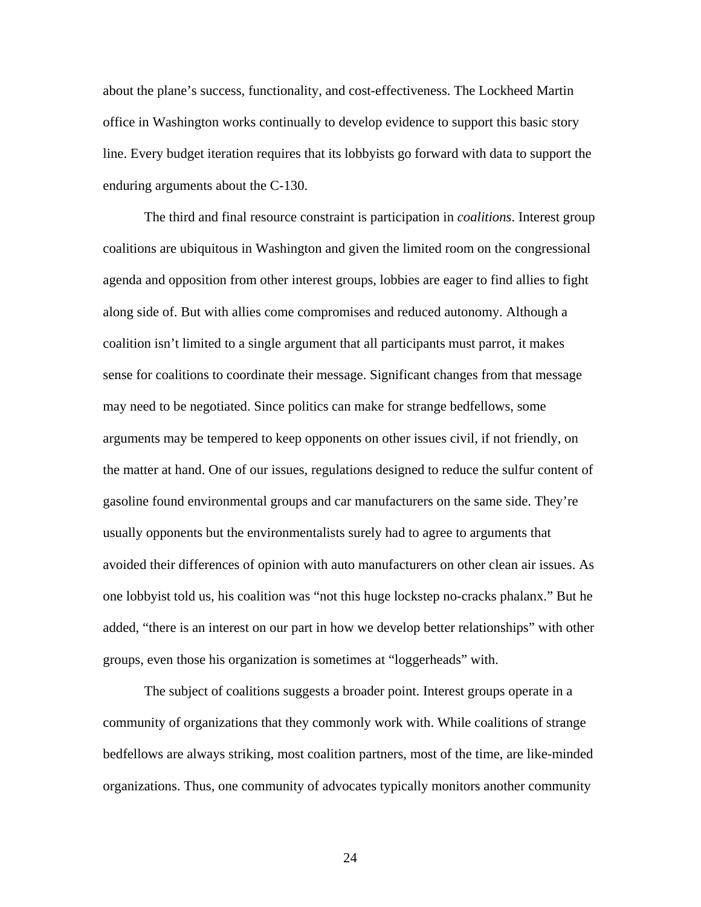about the plane's success, functionality, and cost-effectiveness. The Lockheed Martin office in Washington works continually to develop evidence to support this basic story line. Every budget iteration requires that its lobbyists go forward with data to support the enduring arguments about the C-130.

The third and final resource constraint is participation in *coalitions*. Interest group coalitions are ubiquitous in Washington and given the limited room on the congressional agenda and opposition from other interest groups, lobbies are eager to find allies to fight along side of. But with allies come compromises and reduced autonomy. Although a coalition isn't limited to a single argument that all participants must parrot, it makes sense for coalitions to coordinate their message. Significant changes from that message may need to be negotiated. Since politics can make for strange bedfellows, some arguments may be tempered to keep opponents on other issues civil, if not friendly, on the matter at hand. One of our issues, regulations designed to reduce the sulfur content of gasoline found environmental groups and car manufacturers on the same side. They're usually opponents but the environmentalists surely had to agree to arguments that avoided their differences of opinion with auto manufacturers on other clean air issues. As one lobbyist told us, his coalition was "not this huge lockstep no-cracks phalanx." But he added, "there is an interest on our part in how we develop better relationships" with other groups, even those his organization is sometimes at "loggerheads" with.

The subject of coalitions suggests a broader point. Interest groups operate in a community of organizations that they commonly work with. While coalitions of strange bedfellows are always striking, most coalition partners, most of the time, are like-minded organizations. Thus, one community of advocates typically monitors another community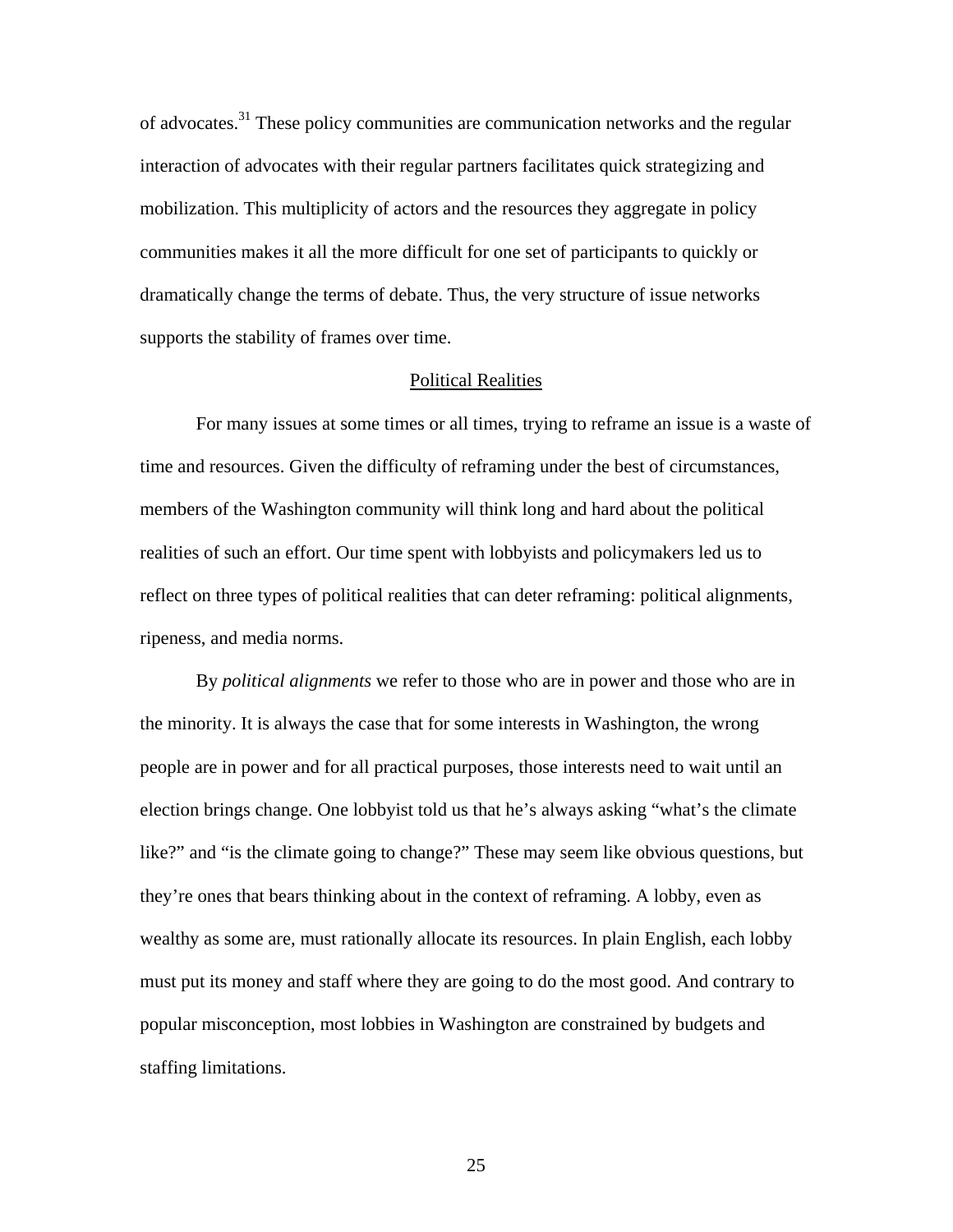of advocates.[31] These policy communities are communication networks and the regular interaction of advocates with their regular partners facilitates quick strategizing and mobilization. This multiplicity of actors and the resources they aggregate in policy communities makes it all the more difficult for one set of participants to quickly or dramatically change the terms of debate. Thus, the very structure of issue networks supports the stability of frames over time.

## Political Realities

For many issues at some times or all times, trying to reframe an issue is a waste of time and resources. Given the difficulty of reframing under the best of circumstances, members of the Washington community will think long and hard about the political realities of such an effort. Our time spent with lobbyists and policymakers led us to reflect on three types of political realities that can deter reframing: political alignments, ripeness, and media norms.

By *political alignments* we refer to those who are in power and those who are in the minority. It is always the case that for some interests in Washington, the wrong people are in power and for all practical purposes, those interests need to wait until an election brings change. One lobbyist told us that he's always asking "what's the climate like?" and "is the climate going to change?" These may seem like obvious questions, but they're ones that bears thinking about in the context of reframing. A lobby, even as wealthy as some are, must rationally allocate its resources. In plain English, each lobby must put its money and staff where they are going to do the most good. And contrary to popular misconception, most lobbies in Washington are constrained by budgets and staffing limitations.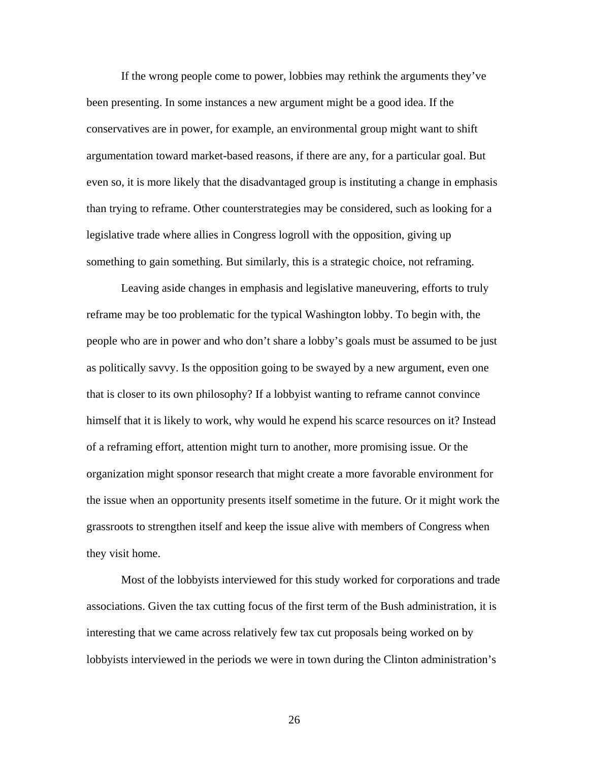If the wrong people come to power, lobbies may rethink the arguments they've been presenting. In some instances a new argument might be a good idea. If the conservatives are in power, for example, an environmental group might want to shift argumentation toward market-based reasons, if there are any, for a particular goal. But even so, it is more likely that the disadvantaged group is instituting a change in emphasis than trying to reframe. Other counterstrategies may be considered, such as looking for a legislative trade where allies in Congress logroll with the opposition, giving up something to gain something. But similarly, this is a strategic choice, not reframing.

Leaving aside changes in emphasis and legislative maneuvering, efforts to truly reframe may be too problematic for the typical Washington lobby. To begin with, the people who are in power and who don't share a lobby's goals must be assumed to be just as politically savvy. Is the opposition going to be swayed by a new argument, even one that is closer to its own philosophy? If a lobbyist wanting to reframe cannot convince himself that it is likely to work, why would he expend his scarce resources on it? Instead of a reframing effort, attention might turn to another, more promising issue. Or the organization might sponsor research that might create a more favorable environment for the issue when an opportunity presents itself sometime in the future. Or it might work the grassroots to strengthen itself and keep the issue alive with members of Congress when they visit home.

Most of the lobbyists interviewed for this study worked for corporations and trade associations. Given the tax cutting focus of the first term of the Bush administration, it is interesting that we came across relatively few tax cut proposals being worked on by lobbyists interviewed in the periods we were in town during the Clinton administration's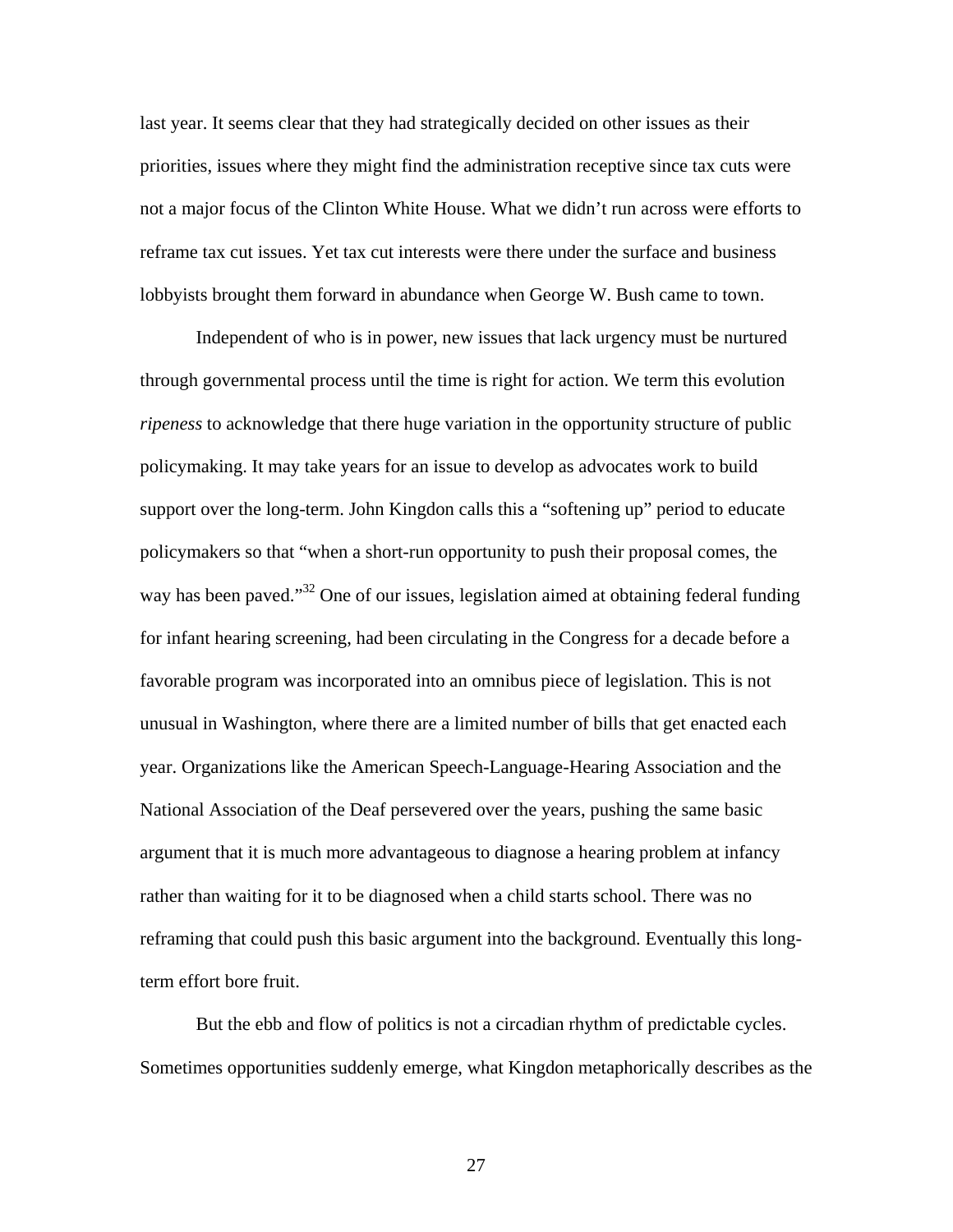last year. It seems clear that they had strategically decided on other issues as their priorities, issues where they might find the administration receptive since tax cuts were not a major focus of the Clinton White House. What we didn't run across were efforts to reframe tax cut issues. Yet tax cut interests were there under the surface and business lobbyists brought them forward in abundance when George W. Bush came to town.

Independent of who is in power, new issues that lack urgency must be nurtured through governmental process until the time is right for action. We term this evolution *ripeness* to acknowledge that there huge variation in the opportunity structure of public policymaking. It may take years for an issue to develop as advocates work to build support over the long-term. John Kingdon calls this a "softening up" period to educate policymakers so that "when a short-run opportunity to push their proposal comes, the way has been paved."[32] One of our issues, legislation aimed at obtaining federal funding for infant hearing screening, had been circulating in the Congress for a decade before a favorable program was incorporated into an omnibus piece of legislation. This is not unusual in Washington, where there are a limited number of bills that get enacted each year. Organizations like the American Speech-Language-Hearing Association and the National Association of the Deaf persevered over the years, pushing the same basic argument that it is much more advantageous to diagnose a hearing problem at infancy rather than waiting for it to be diagnosed when a child starts school. There was no reframing that could push this basic argument into the background. Eventually this long-term effort bore fruit.

But the ebb and flow of politics is not a circadian rhythm of predictable cycles. Sometimes opportunities suddenly emerge, what Kingdon metaphorically describes as the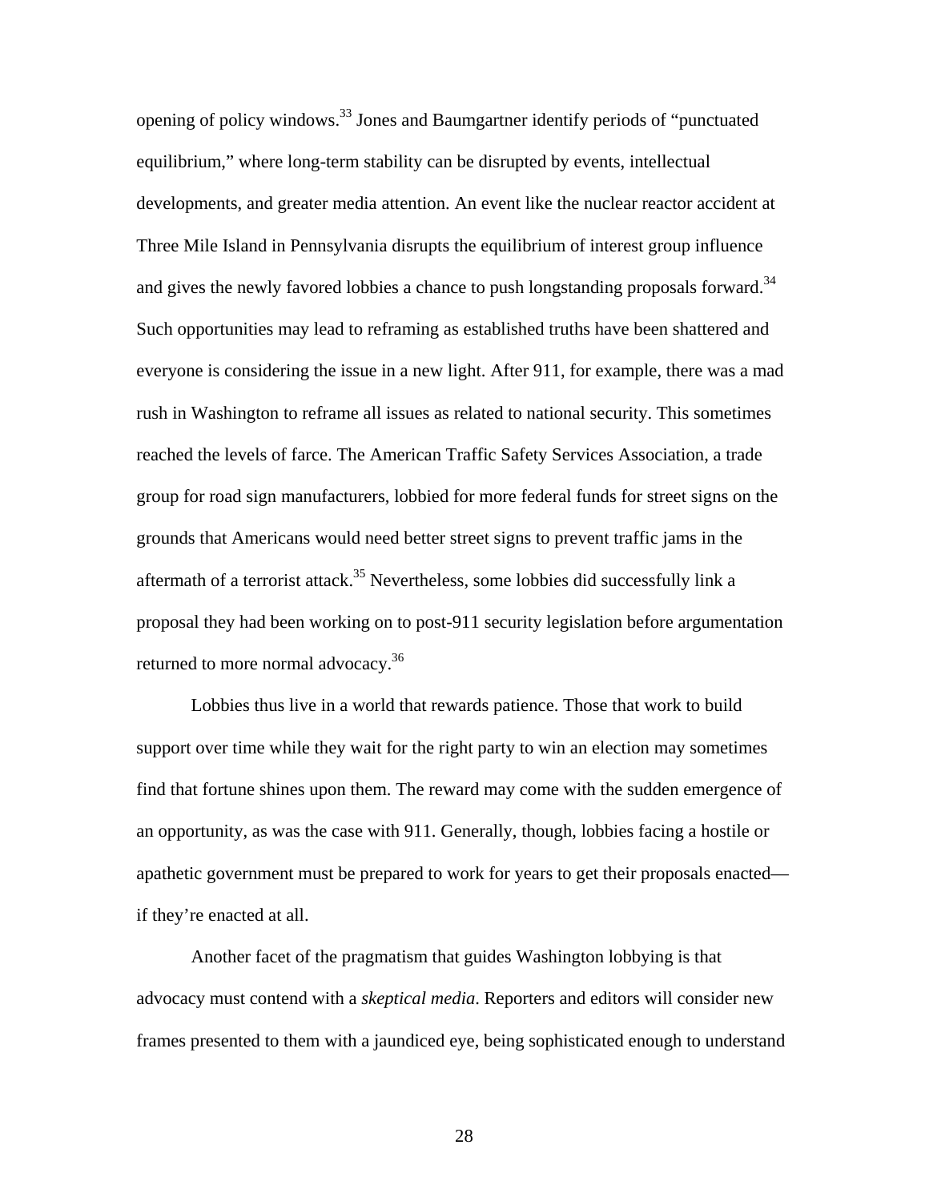opening of policy windows.[33] Jones and Baumgartner identify periods of "punctuated equilibrium," where long-term stability can be disrupted by events, intellectual developments, and greater media attention. An event like the nuclear reactor accident at Three Mile Island in Pennsylvania disrupts the equilibrium of interest group influence and gives the newly favored lobbies a chance to push longstanding proposals forward.[34] Such opportunities may lead to reframing as established truths have been shattered and everyone is considering the issue in a new light. After 911, for example, there was a mad rush in Washington to reframe all issues as related to national security. This sometimes reached the levels of farce. The American Traffic Safety Services Association, a trade group for road sign manufacturers, lobbied for more federal funds for street signs on the grounds that Americans would need better street signs to prevent traffic jams in the aftermath of a terrorist attack.[35] Nevertheless, some lobbies did successfully link a proposal they had been working on to post-911 security legislation before argumentation returned to more normal advocacy.[36]

Lobbies thus live in a world that rewards patience. Those that work to build support over time while they wait for the right party to win an election may sometimes find that fortune shines upon them. The reward may come with the sudden emergence of an opportunity, as was the case with 911. Generally, though, lobbies facing a hostile or apathetic government must be prepared to work for years to get their proposals enacted—if they're enacted at all.

Another facet of the pragmatism that guides Washington lobbying is that advocacy must contend with a *skeptical media*. Reporters and editors will consider new frames presented to them with a jaundiced eye, being sophisticated enough to understand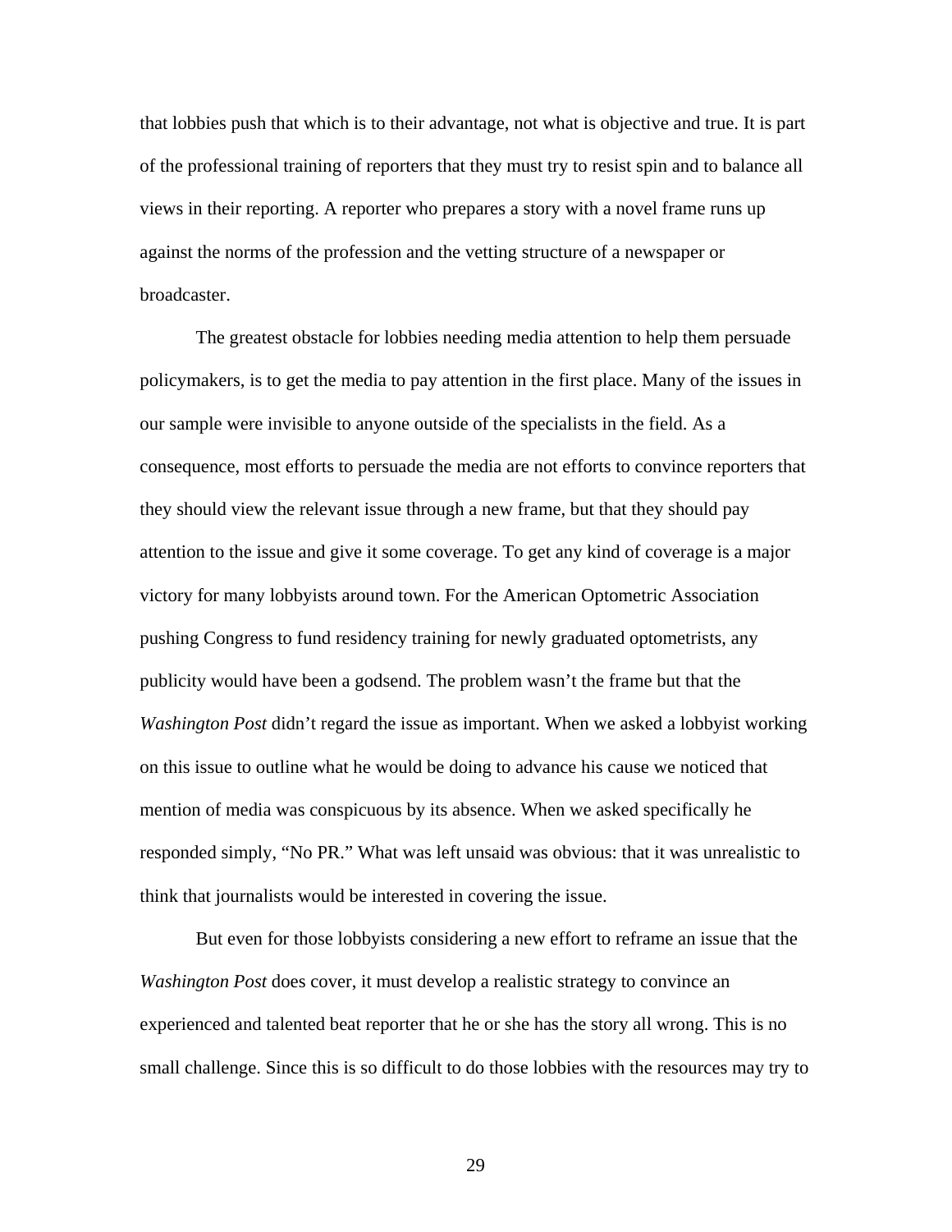that lobbies push that which is to their advantage, not what is objective and true. It is part of the professional training of reporters that they must try to resist spin and to balance all views in their reporting. A reporter who prepares a story with a novel frame runs up against the norms of the profession and the vetting structure of a newspaper or broadcaster.

The greatest obstacle for lobbies needing media attention to help them persuade policymakers, is to get the media to pay attention in the first place. Many of the issues in our sample were invisible to anyone outside of the specialists in the field. As a consequence, most efforts to persuade the media are not efforts to convince reporters that they should view the relevant issue through a new frame, but that they should pay attention to the issue and give it some coverage. To get any kind of coverage is a major victory for many lobbyists around town. For the American Optometric Association pushing Congress to fund residency training for newly graduated optometrists, any publicity would have been a godsend. The problem wasn't the frame but that the *Washington Post* didn't regard the issue as important. When we asked a lobbyist working on this issue to outline what he would be doing to advance his cause we noticed that mention of media was conspicuous by its absence. When we asked specifically he responded simply, "No PR." What was left unsaid was obvious: that it was unrealistic to think that journalists would be interested in covering the issue.

But even for those lobbyists considering a new effort to reframe an issue that the *Washington Post* does cover, it must develop a realistic strategy to convince an experienced and talented beat reporter that he or she has the story all wrong. This is no small challenge. Since this is so difficult to do those lobbies with the resources may try to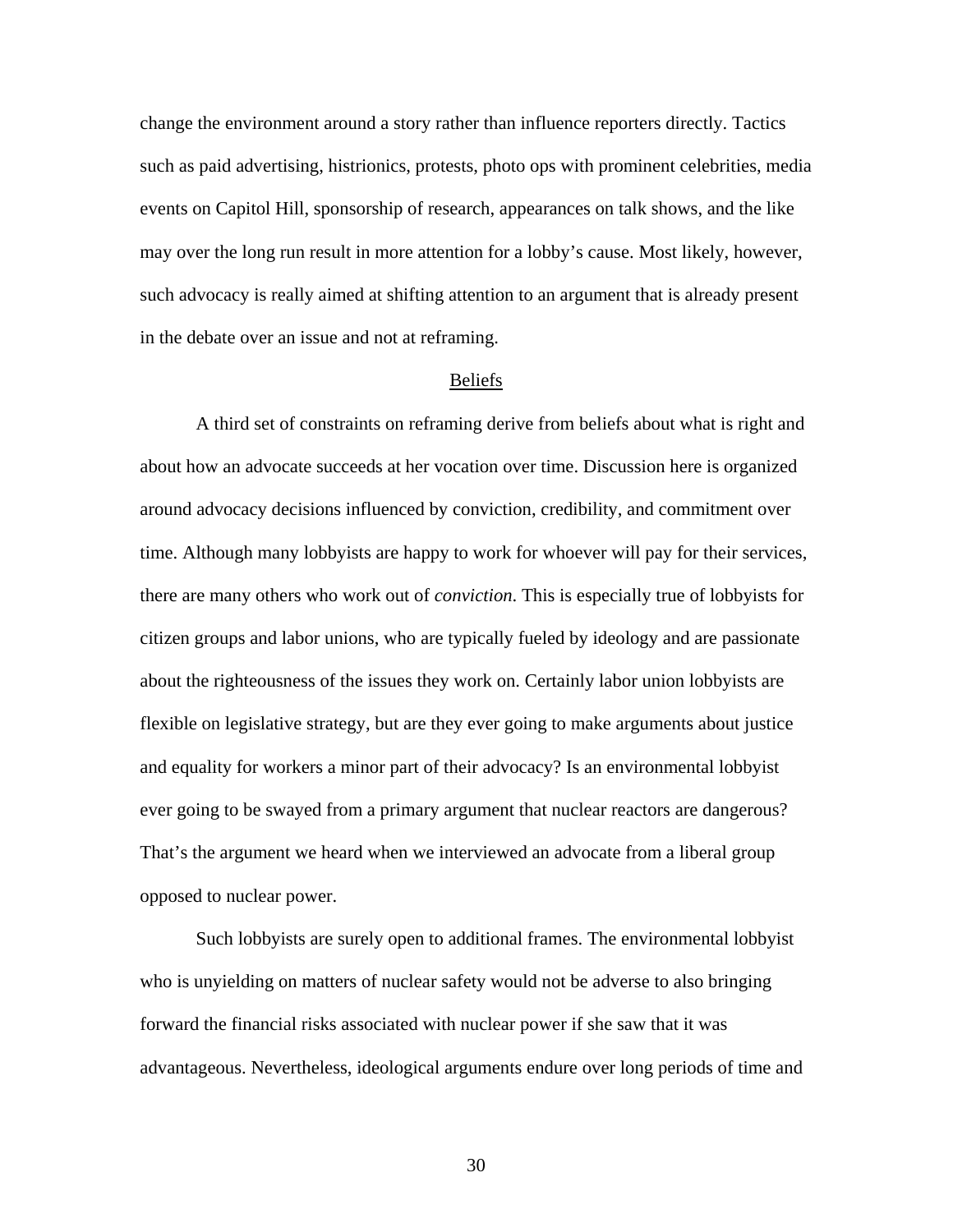change the environment around a story rather than influence reporters directly. Tactics such as paid advertising, histrionics, protests, photo ops with prominent celebrities, media events on Capitol Hill, sponsorship of research, appearances on talk shows, and the like may over the long run result in more attention for a lobby's cause. Most likely, however, such advocacy is really aimed at shifting attention to an argument that is already present in the debate over an issue and not at reframing.

## Beliefs

A third set of constraints on reframing derive from beliefs about what is right and about how an advocate succeeds at her vocation over time. Discussion here is organized around advocacy decisions influenced by conviction, credibility, and commitment over time. Although many lobbyists are happy to work for whoever will pay for their services, there are many others who work out of *conviction*. This is especially true of lobbyists for citizen groups and labor unions, who are typically fueled by ideology and are passionate about the righteousness of the issues they work on. Certainly labor union lobbyists are flexible on legislative strategy, but are they ever going to make arguments about justice and equality for workers a minor part of their advocacy? Is an environmental lobbyist ever going to be swayed from a primary argument that nuclear reactors are dangerous? That's the argument we heard when we interviewed an advocate from a liberal group opposed to nuclear power.

Such lobbyists are surely open to additional frames. The environmental lobbyist who is unyielding on matters of nuclear safety would not be adverse to also bringing forward the financial risks associated with nuclear power if she saw that it was advantageous. Nevertheless, ideological arguments endure over long periods of time and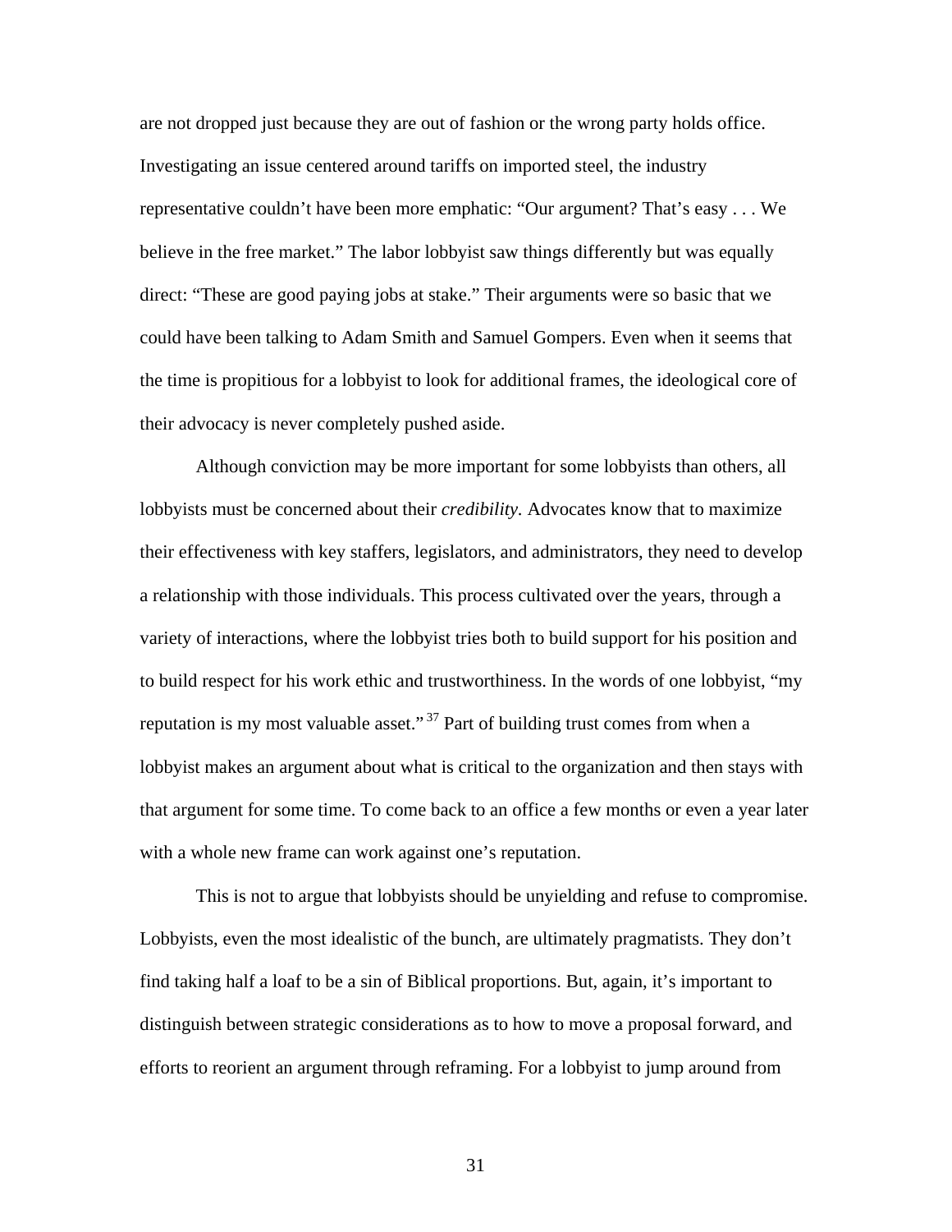are not dropped just because they are out of fashion or the wrong party holds office. Investigating an issue centered around tariffs on imported steel, the industry representative couldn't have been more emphatic: "Our argument? That's easy . . . We believe in the free market." The labor lobbyist saw things differently but was equally direct: "These are good paying jobs at stake." Their arguments were so basic that we could have been talking to Adam Smith and Samuel Gompers. Even when it seems that the time is propitious for a lobbyist to look for additional frames, the ideological core of their advocacy is never completely pushed aside.

Although conviction may be more important for some lobbyists than others, all lobbyists must be concerned about their *credibility.* Advocates know that to maximize their effectiveness with key staffers, legislators, and administrators, they need to develop a relationship with those individuals. This process cultivated over the years, through a variety of interactions, where the lobbyist tries both to build support for his position and to build respect for his work ethic and trustworthiness. In the words of one lobbyist, "my reputation is my most valuable asset."[37] Part of building trust comes from when a lobbyist makes an argument about what is critical to the organization and then stays with that argument for some time. To come back to an office a few months or even a year later with a whole new frame can work against one's reputation.

This is not to argue that lobbyists should be unyielding and refuse to compromise. Lobbyists, even the most idealistic of the bunch, are ultimately pragmatists. They don't find taking half a loaf to be a sin of Biblical proportions. But, again, it's important to distinguish between strategic considerations as to how to move a proposal forward, and efforts to reorient an argument through reframing. For a lobbyist to jump around from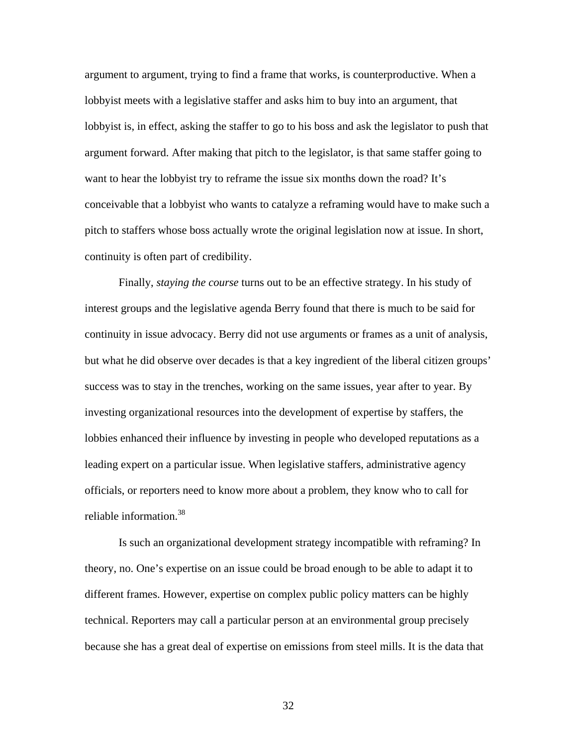argument to argument, trying to find a frame that works, is counterproductive. When a lobbyist meets with a legislative staffer and asks him to buy into an argument, that lobbyist is, in effect, asking the staffer to go to his boss and ask the legislator to push that argument forward. After making that pitch to the legislator, is that same staffer going to want to hear the lobbyist try to reframe the issue six months down the road? It's conceivable that a lobbyist who wants to catalyze a reframing would have to make such a pitch to staffers whose boss actually wrote the original legislation now at issue. In short, continuity is often part of credibility.

Finally, *staying the course* turns out to be an effective strategy. In his study of interest groups and the legislative agenda Berry found that there is much to be said for continuity in issue advocacy. Berry did not use arguments or frames as a unit of analysis, but what he did observe over decades is that a key ingredient of the liberal citizen groups' success was to stay in the trenches, working on the same issues, year after to year. By investing organizational resources into the development of expertise by staffers, the lobbies enhanced their influence by investing in people who developed reputations as a leading expert on a particular issue. When legislative staffers, administrative agency officials, or reporters need to know more about a problem, they know who to call for reliable information.[38]

Is such an organizational development strategy incompatible with reframing? In theory, no. One's expertise on an issue could be broad enough to be able to adapt it to different frames. However, expertise on complex public policy matters can be highly technical. Reporters may call a particular person at an environmental group precisely because she has a great deal of expertise on emissions from steel mills. It is the data that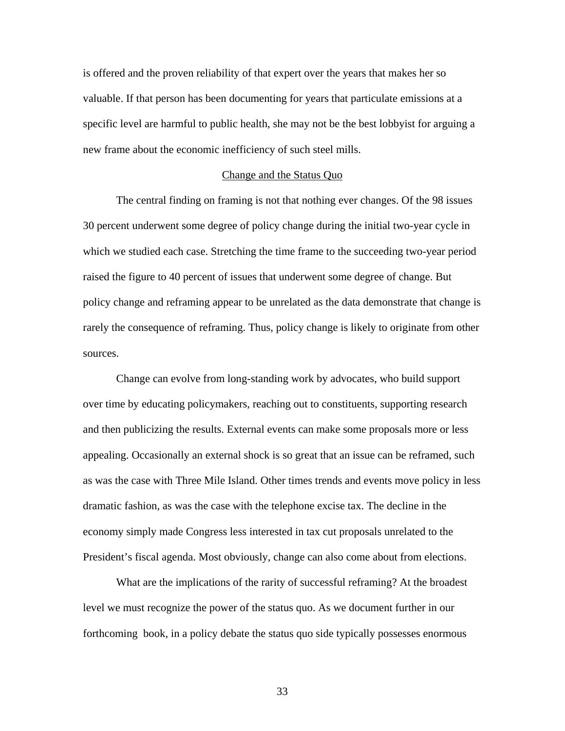is offered and the proven reliability of that expert over the years that makes her so valuable. If that person has been documenting for years that particulate emissions at a specific level are harmful to public health, she may not be the best lobbyist for arguing a new frame about the economic inefficiency of such steel mills.

## Change and the Status Quo

The central finding on framing is not that nothing ever changes. Of the 98 issues 30 percent underwent some degree of policy change during the initial two-year cycle in which we studied each case. Stretching the time frame to the succeeding two-year period raised the figure to 40 percent of issues that underwent some degree of change. But policy change and reframing appear to be unrelated as the data demonstrate that change is rarely the consequence of reframing. Thus, policy change is likely to originate from other sources.

Change can evolve from long-standing work by advocates, who build support over time by educating policymakers, reaching out to constituents, supporting research and then publicizing the results. External events can make some proposals more or less appealing. Occasionally an external shock is so great that an issue can be reframed, such as was the case with Three Mile Island. Other times trends and events move policy in less dramatic fashion, as was the case with the telephone excise tax. The decline in the economy simply made Congress less interested in tax cut proposals unrelated to the President's fiscal agenda. Most obviously, change can also come about from elections.

What are the implications of the rarity of successful reframing? At the broadest level we must recognize the power of the status quo. As we document further in our forthcoming book, in a policy debate the status quo side typically possesses enormous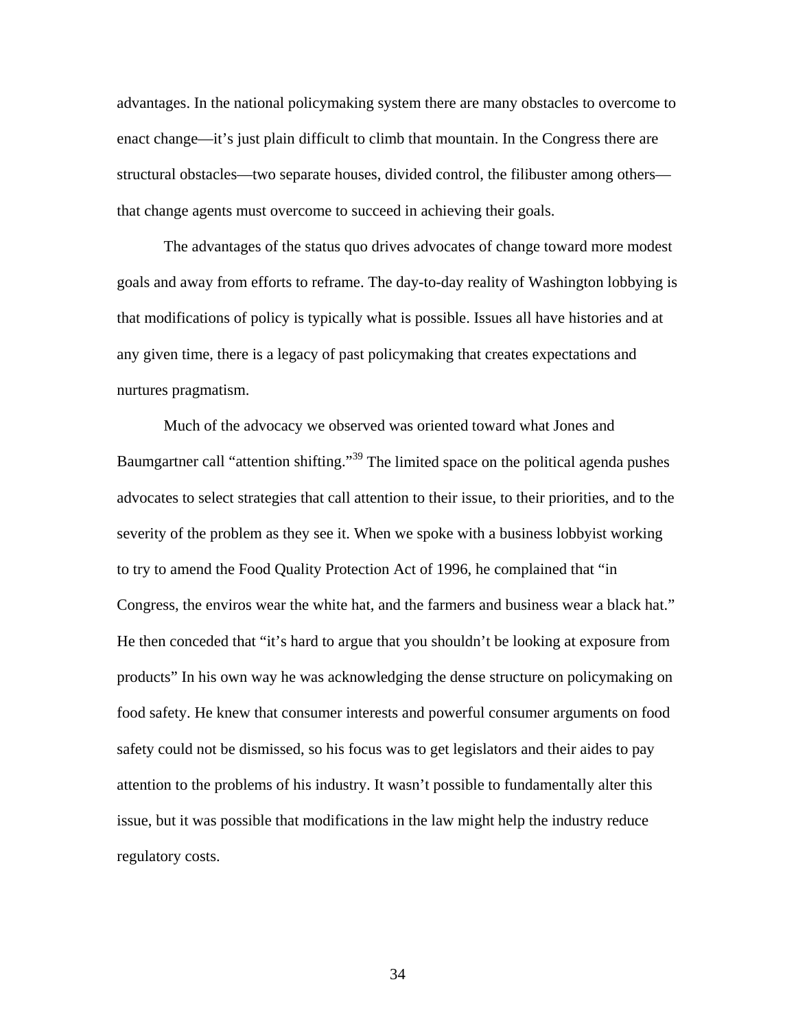advantages. In the national policymaking system there are many obstacles to overcome to enact change—it's just plain difficult to climb that mountain. In the Congress there are structural obstacles—two separate houses, divided control, the filibuster among others—that change agents must overcome to succeed in achieving their goals.

The advantages of the status quo drives advocates of change toward more modest goals and away from efforts to reframe. The day-to-day reality of Washington lobbying is that modifications of policy is typically what is possible. Issues all have histories and at any given time, there is a legacy of past policymaking that creates expectations and nurtures pragmatism.

Much of the advocacy we observed was oriented toward what Jones and Baumgartner call "attention shifting."[39] The limited space on the political agenda pushes advocates to select strategies that call attention to their issue, to their priorities, and to the severity of the problem as they see it. When we spoke with a business lobbyist working to try to amend the Food Quality Protection Act of 1996, he complained that "in Congress, the enviros wear the white hat, and the farmers and business wear a black hat." He then conceded that "it's hard to argue that you shouldn't be looking at exposure from products" In his own way he was acknowledging the dense structure on policymaking on food safety. He knew that consumer interests and powerful consumer arguments on food safety could not be dismissed, so his focus was to get legislators and their aides to pay attention to the problems of his industry. It wasn't possible to fundamentally alter this issue, but it was possible that modifications in the law might help the industry reduce regulatory costs.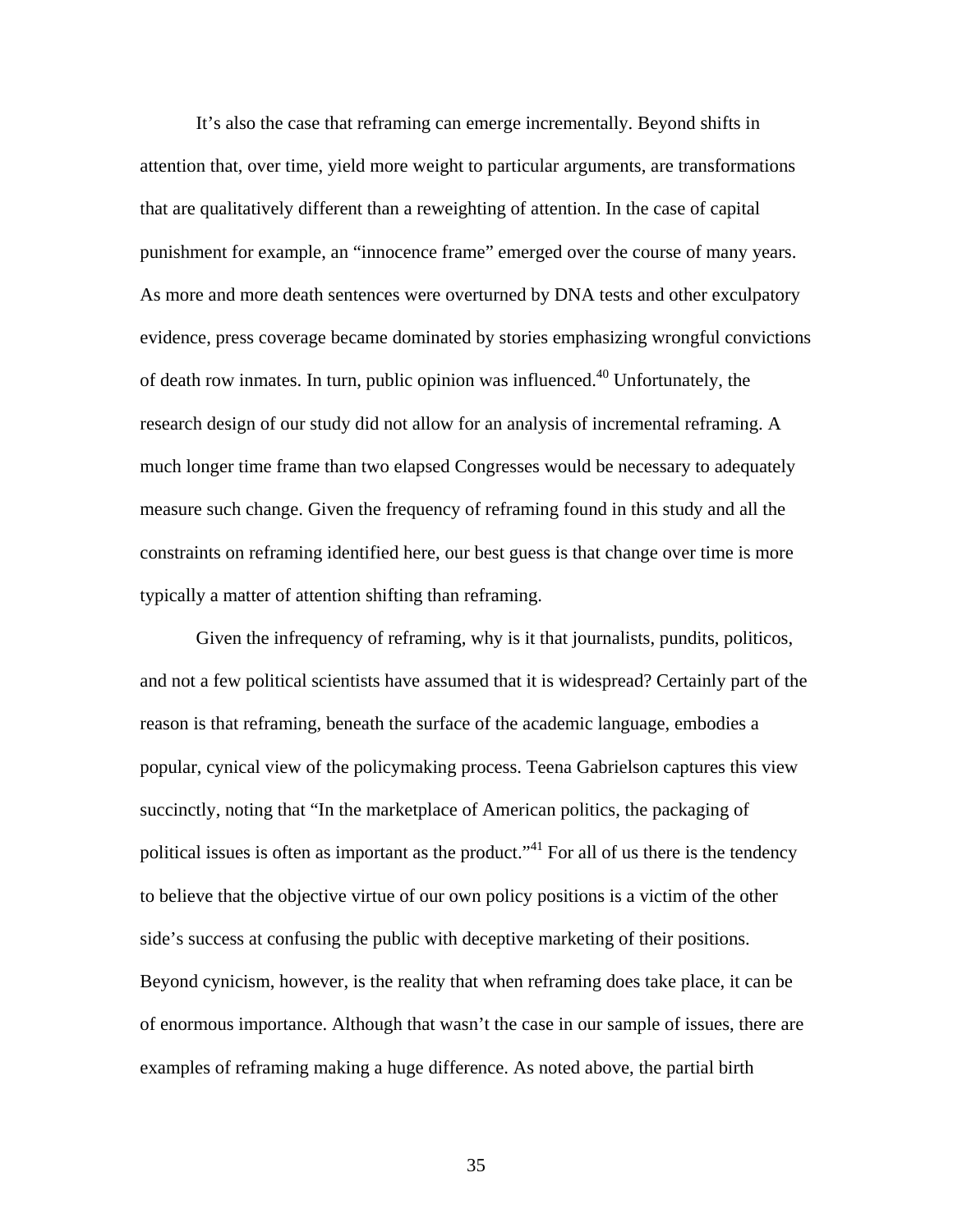It's also the case that reframing can emerge incrementally. Beyond shifts in attention that, over time, yield more weight to particular arguments, are transformations that are qualitatively different than a reweighting of attention. In the case of capital punishment for example, an "innocence frame" emerged over the course of many years. As more and more death sentences were overturned by DNA tests and other exculpatory evidence, press coverage became dominated by stories emphasizing wrongful convictions of death row inmates. In turn, public opinion was influenced.[40] Unfortunately, the research design of our study did not allow for an analysis of incremental reframing. A much longer time frame than two elapsed Congresses would be necessary to adequately measure such change. Given the frequency of reframing found in this study and all the constraints on reframing identified here, our best guess is that change over time is more typically a matter of attention shifting than reframing.

Given the infrequency of reframing, why is it that journalists, pundits, politicos, and not a few political scientists have assumed that it is widespread? Certainly part of the reason is that reframing, beneath the surface of the academic language, embodies a popular, cynical view of the policymaking process. Teena Gabrielson captures this view succinctly, noting that "In the marketplace of American politics, the packaging of political issues is often as important as the product."[41] For all of us there is the tendency to believe that the objective virtue of our own policy positions is a victim of the other side's success at confusing the public with deceptive marketing of their positions. Beyond cynicism, however, is the reality that when reframing does take place, it can be of enormous importance. Although that wasn't the case in our sample of issues, there are examples of reframing making a huge difference. As noted above, the partial birth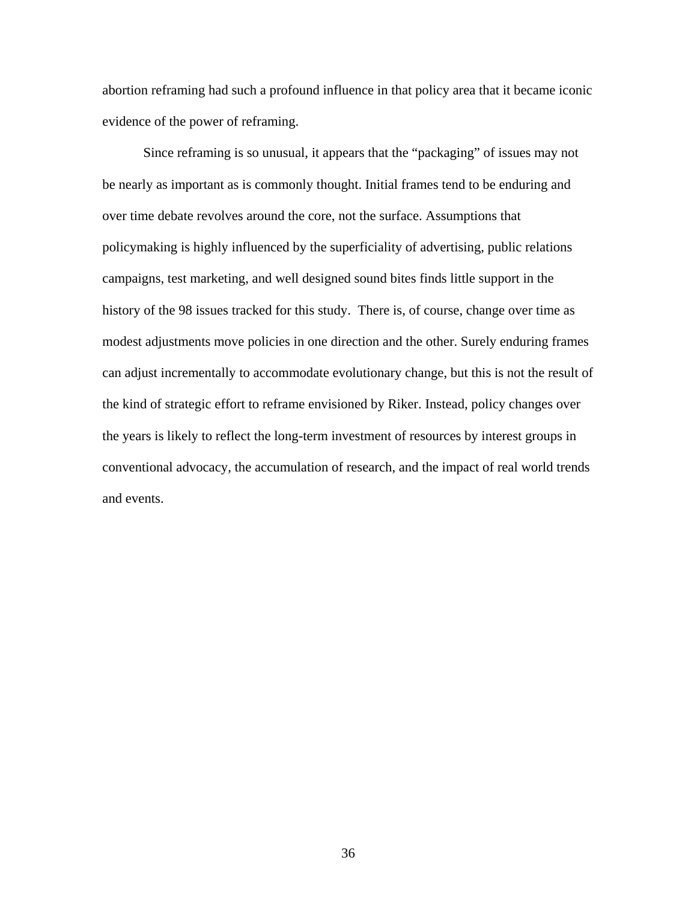abortion reframing had such a profound influence in that policy area that it became iconic evidence of the power of reframing.

Since reframing is so unusual, it appears that the "packaging" of issues may not be nearly as important as is commonly thought. Initial frames tend to be enduring and over time debate revolves around the core, not the surface. Assumptions that policymaking is highly influenced by the superficiality of advertising, public relations campaigns, test marketing, and well designed sound bites finds little support in the history of the 98 issues tracked for this study. There is, of course, change over time as modest adjustments move policies in one direction and the other. Surely enduring frames can adjust incrementally to accommodate evolutionary change, but this is not the result of the kind of strategic effort to reframe envisioned by Riker. Instead, policy changes over the years is likely to reflect the long-term investment of resources by interest groups in conventional advocacy, the accumulation of research, and the impact of real world trends and events.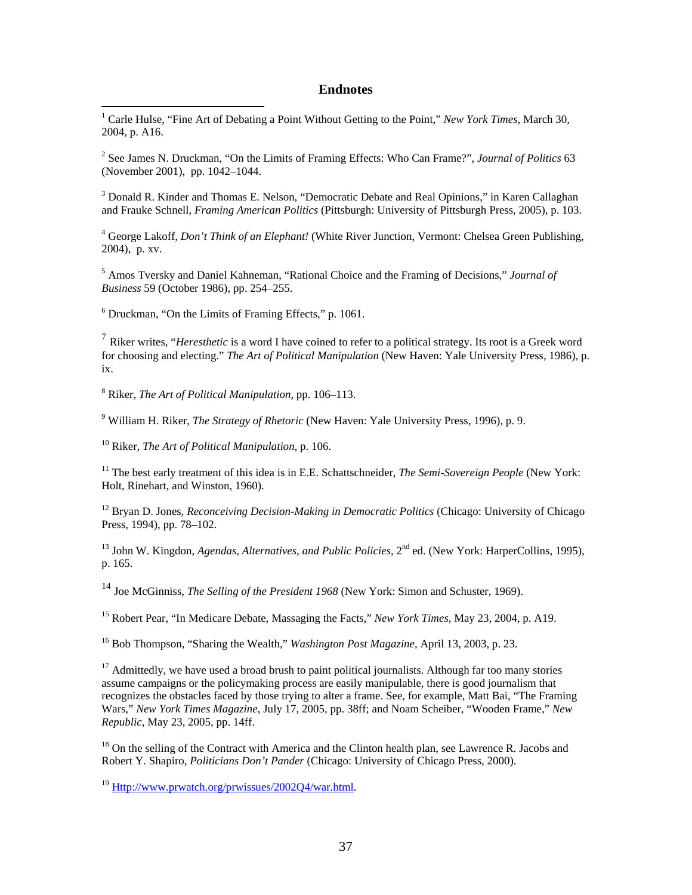## Endnotes

[1] Carle Hulse, "Fine Art of Debating a Point Without Getting to the Point," *New York Times*, March 30, 2004, p. A16.

[2] See James N. Druckman, "On the Limits of Framing Effects: Who Can Frame?", *Journal of Politics* 63 (November 2001), pp. 1042–1044.

[3] Donald R. Kinder and Thomas E. Nelson, "Democratic Debate and Real Opinions," in Karen Callaghan and Frauke Schnell, *Framing American Politics* (Pittsburgh: University of Pittsburgh Press, 2005), p. 103.

[4] George Lakoff, *Don't Think of an Elephant!* (White River Junction, Vermont: Chelsea Green Publishing, 2004), p. xv.

[5] Amos Tversky and Daniel Kahneman, "Rational Choice and the Framing of Decisions," *Journal of Business* 59 (October 1986), pp. 254–255.

[6] Druckman, "On the Limits of Framing Effects," p. 1061.

[7] Riker writes, "*Heresthetic* is a word I have coined to refer to a political strategy. Its root is a Greek word for choosing and electing." *The Art of Political Manipulation* (New Haven: Yale University Press, 1986), p. ix.

[8] Riker, *The Art of Political Manipulation*, pp. 106–113.

[9] William H. Riker, *The Strategy of Rhetoric* (New Haven: Yale University Press, 1996), p. 9.

[10] Riker, *The Art of Political Manipulation*, p. 106.

[11] The best early treatment of this idea is in E.E. Schattschneider, *The Semi-Sovereign People* (New York: Holt, Rinehart, and Winston, 1960).

[12] Bryan D. Jones, *Reconceiving Decision-Making in Democratic Politics* (Chicago: University of Chicago Press, 1994), pp. 78–102.

[13] John W. Kingdon, *Agendas, Alternatives, and Public Policies*, 2nd ed. (New York: HarperCollins, 1995), p. 165.

[14] Joe McGinniss, *The Selling of the President 1968* (New York: Simon and Schuster, 1969).

[15] Robert Pear, "In Medicare Debate, Massaging the Facts," *New York Times*, May 23, 2004, p. A19.

[16] Bob Thompson, "Sharing the Wealth," *Washington Post Magazine*, April 13, 2003, p. 23.

[17] Admittedly, we have used a broad brush to paint political journalists. Although far too many stories assume campaigns or the policymaking process are easily manipulable, there is good journalism that recognizes the obstacles faced by those trying to alter a frame. See, for example, Matt Bai, "The Framing Wars," *New York Times Magazine*, July 17, 2005, pp. 38ff; and Noam Scheiber, "Wooden Frame," *New Republic*, May 23, 2005, pp. 14ff.

[18] On the selling of the Contract with America and the Clinton health plan, see Lawrence R. Jacobs and Robert Y. Shapiro, *Politicians Don't Pander* (Chicago: University of Chicago Press, 2000).

[19] Http://www.prwatch.org/prwissues/2002Q4/war.html.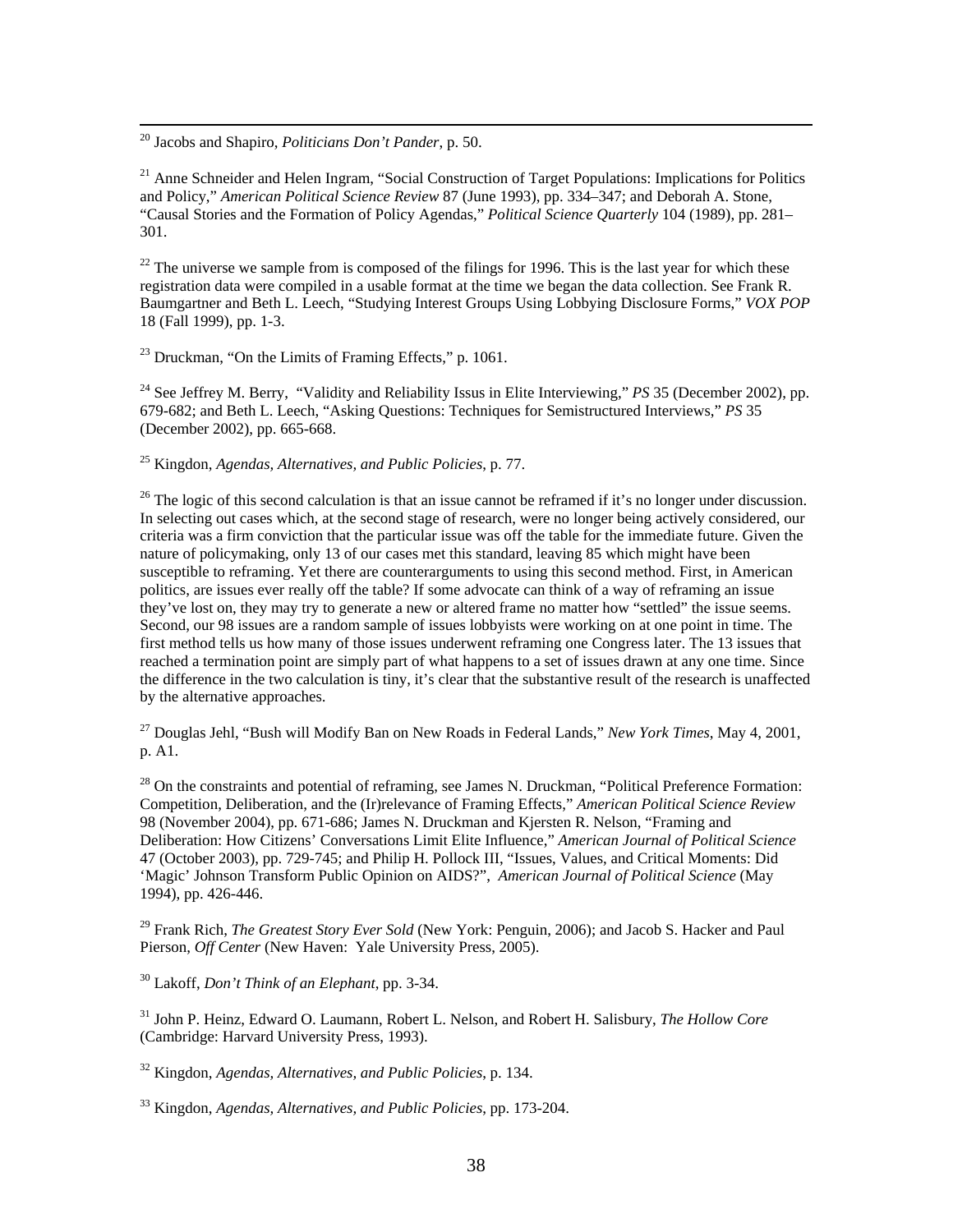[20] Jacobs and Shapiro, *Politicians Don't Pander*, p. 50.

[21] Anne Schneider and Helen Ingram, "Social Construction of Target Populations: Implications for Politics and Policy," *American Political Science Review* 87 (June 1993), pp. 334–347; and Deborah A. Stone, "Causal Stories and the Formation of Policy Agendas," *Political Science Quarterly* 104 (1989), pp. 281–301.

[22] The universe we sample from is composed of the filings for 1996. This is the last year for which these registration data were compiled in a usable format at the time we began the data collection. See Frank R. Baumgartner and Beth L. Leech, "Studying Interest Groups Using Lobbying Disclosure Forms," *VOX POP* 18 (Fall 1999), pp. 1-3.

[23] Druckman, "On the Limits of Framing Effects," p. 1061.

[24] See Jeffrey M. Berry, "Validity and Reliability Issus in Elite Interviewing," *PS* 35 (December 2002), pp. 679-682; and Beth L. Leech, "Asking Questions: Techniques for Semistructured Interviews," *PS* 35 (December 2002), pp. 665-668.

[25] Kingdon, *Agendas, Alternatives, and Public Policies*, p. 77.

[26] The logic of this second calculation is that an issue cannot be reframed if it's no longer under discussion. In selecting out cases which, at the second stage of research, were no longer being actively considered, our criteria was a firm conviction that the particular issue was off the table for the immediate future. Given the nature of policymaking, only 13 of our cases met this standard, leaving 85 which might have been susceptible to reframing. Yet there are counterarguments to using this second method. First, in American politics, are issues ever really off the table? If some advocate can think of a way of reframing an issue they've lost on, they may try to generate a new or altered frame no matter how "settled" the issue seems. Second, our 98 issues are a random sample of issues lobbyists were working on at one point in time. The first method tells us how many of those issues underwent reframing one Congress later. The 13 issues that reached a termination point are simply part of what happens to a set of issues drawn at any one time. Since the difference in the two calculation is tiny, it's clear that the substantive result of the research is unaffected by the alternative approaches.

[27] Douglas Jehl, "Bush will Modify Ban on New Roads in Federal Lands," *New York Times*, May 4, 2001, p. A1.

[28] On the constraints and potential of reframing, see James N. Druckman, "Political Preference Formation: Competition, Deliberation, and the (Ir)relevance of Framing Effects," *American Political Science Review* 98 (November 2004), pp. 671-686; James N. Druckman and Kjersten R. Nelson, "Framing and Deliberation: How Citizens' Conversations Limit Elite Influence," *American Journal of Political Science* 47 (October 2003), pp. 729-745; and Philip H. Pollock III, "Issues, Values, and Critical Moments: Did 'Magic' Johnson Transform Public Opinion on AIDS?", *American Journal of Political Science* (May 1994), pp. 426-446.

[29] Frank Rich, *The Greatest Story Ever Sold* (New York: Penguin, 2006); and Jacob S. Hacker and Paul Pierson, *Off Center* (New Haven: Yale University Press, 2005).

[30] Lakoff, *Don't Think of an Elephant*, pp. 3-34.

[31] John P. Heinz, Edward O. Laumann, Robert L. Nelson, and Robert H. Salisbury, *The Hollow Core* (Cambridge: Harvard University Press, 1993).

[32] Kingdon, *Agendas, Alternatives, and Public Policies*, p. 134.

[33] Kingdon, *Agendas, Alternatives, and Public Policies*, pp. 173-204.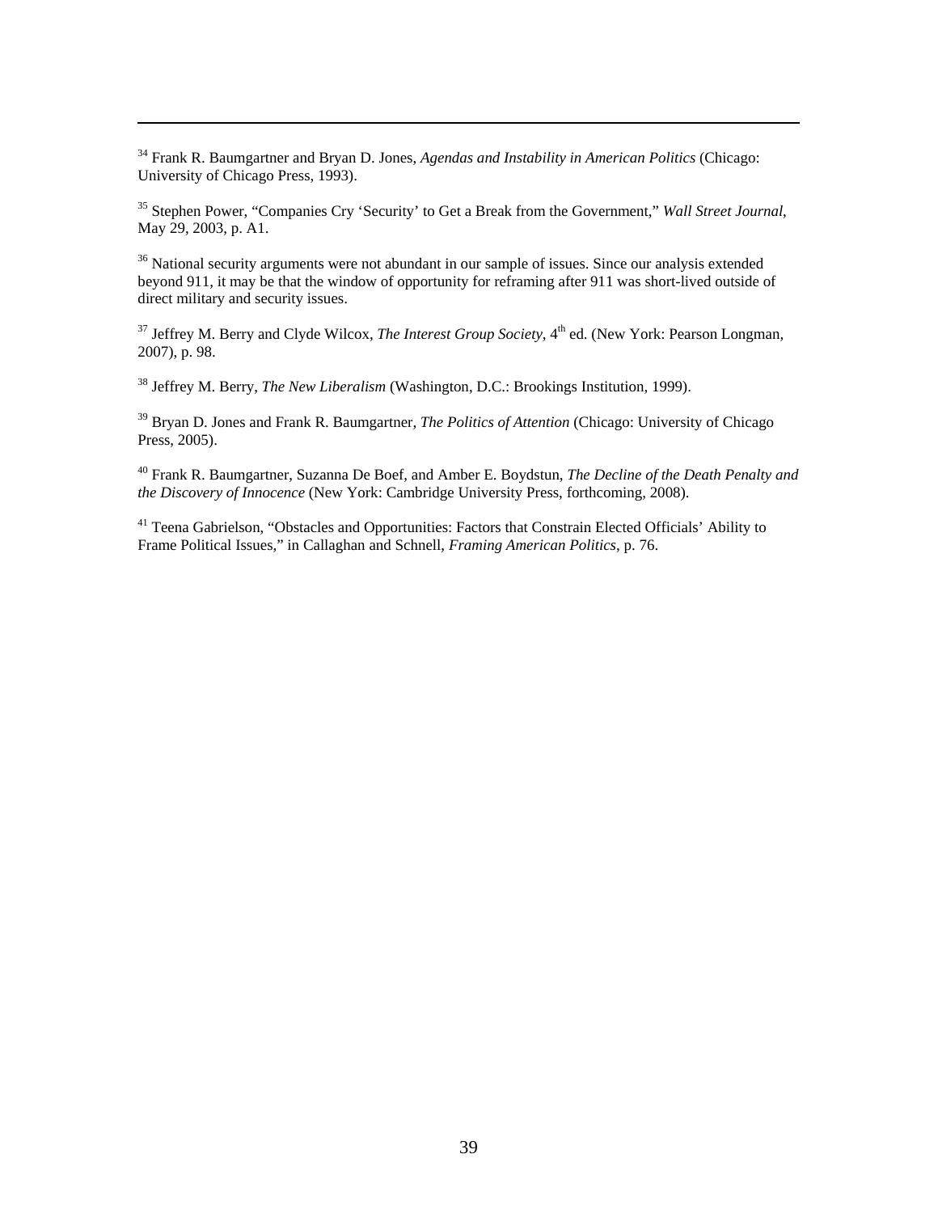[34] Frank R. Baumgartner and Bryan D. Jones, *Agendas and Instability in American Politics* (Chicago: University of Chicago Press, 1993).

[35] Stephen Power, "Companies Cry 'Security' to Get a Break from the Government," *Wall Street Journal*, May 29, 2003, p. A1.

[36] National security arguments were not abundant in our sample of issues. Since our analysis extended beyond 911, it may be that the window of opportunity for reframing after 911 was short-lived outside of direct military and security issues.

[37] Jeffrey M. Berry and Clyde Wilcox, *The Interest Group Society*, 4th ed. (New York: Pearson Longman, 2007), p. 98.

[38] Jeffrey M. Berry, *The New Liberalism* (Washington, D.C.: Brookings Institution, 1999).

[39] Bryan D. Jones and Frank R. Baumgartner, *The Politics of Attention* (Chicago: University of Chicago Press, 2005).

[40] Frank R. Baumgartner, Suzanna De Boef, and Amber E. Boydstun, *The Decline of the Death Penalty and the Discovery of Innocence* (New York: Cambridge University Press, forthcoming, 2008).

[41] Teena Gabrielson, "Obstacles and Opportunities: Factors that Constrain Elected Officials' Ability to Frame Political Issues," in Callaghan and Schnell, *Framing American Politics*, p. 76.